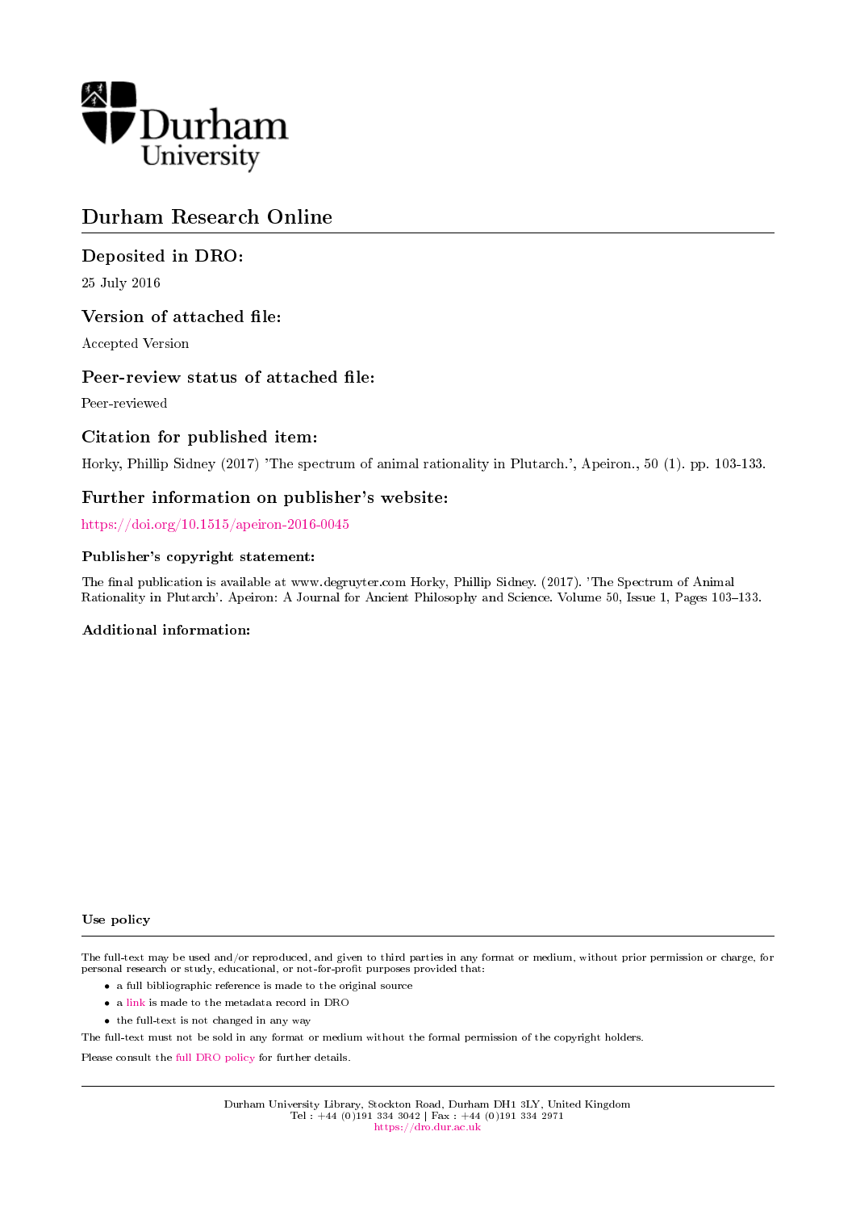Durham University

# Durham Research Online

## Deposited in DRO:

25 July 2016

## Version of attached file:

Accepted Version

## Peer-review status of attached file:

Peer-reviewed

## Citation for published item:

Horky, Phillip Sidney (2017) 'The spectrum of animal rationality in Plutarch.', Apeiron., 50 (1). pp. 103-133.

## Further information on publisher's website:

https://doi.org/10.1515/apeiron-2016-0045

### Publisher's copyright statement:

The final publication is available at www.degruyter.com Horky, Phillip Sidney. (2017). 'The Spectrum of Animal Rationality in Plutarch'. Apeiron: A Journal for Ancient Philosophy and Science. Volume 50, Issue 1, Pages 103–133.

### Additional information:

### Use policy

The full-text may be used and/or reproduced, and given to third parties in any format or medium, without prior permission or charge, for personal research or study, educational, or not-for-profit purposes provided that:

- a full bibliographic reference is made to the original source
- a link is made to the metadata record in DRO
- the full-text is not changed in any way

The full-text must not be sold in any format or medium without the formal permission of the copyright holders.

Please consult the full DRO policy for further details.

Durham University Library, Stockton Road, Durham DH1 3LY, United Kingdom
Tel : +44 (0)191 334 3042 | Fax : +44 (0)191 334 2971
https://dro.dur.ac.uk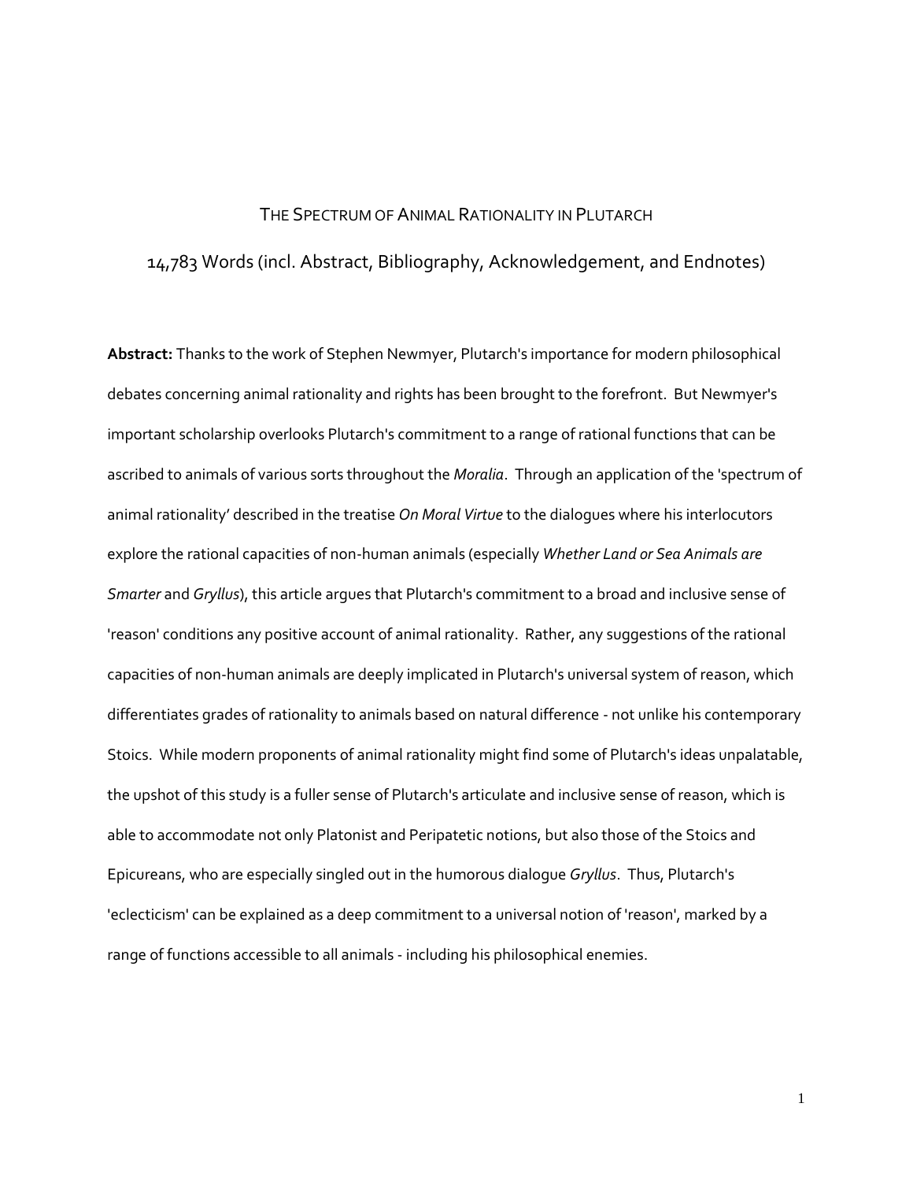# The Spectrum of Animal Rationality in Plutarch

14,783 Words (incl. Abstract, Bibliography, Acknowledgement, and Endnotes)

**Abstract:** Thanks to the work of Stephen Newmyer, Plutarch's importance for modern philosophical debates concerning animal rationality and rights has been brought to the forefront. But Newmyer's important scholarship overlooks Plutarch's commitment to a range of rational functions that can be ascribed to animals of various sorts throughout the *Moralia*. Through an application of the 'spectrum of animal rationality' described in the treatise *On Moral Virtue* to the dialogues where his interlocutors explore the rational capacities of non-human animals (especially *Whether Land or Sea Animals are Smarter* and *Gryllus*), this article argues that Plutarch's commitment to a broad and inclusive sense of 'reason' conditions any positive account of animal rationality. Rather, any suggestions of the rational capacities of non-human animals are deeply implicated in Plutarch's universal system of reason, which differentiates grades of rationality to animals based on natural difference - not unlike his contemporary Stoics. While modern proponents of animal rationality might find some of Plutarch's ideas unpalatable, the upshot of this study is a fuller sense of Plutarch's articulate and inclusive sense of reason, which is able to accommodate not only Platonist and Peripatetic notions, but also those of the Stoics and Epicureans, who are especially singled out in the humorous dialogue *Gryllus*. Thus, Plutarch's 'eclecticism' can be explained as a deep commitment to a universal notion of 'reason', marked by a range of functions accessible to all animals - including his philosophical enemies.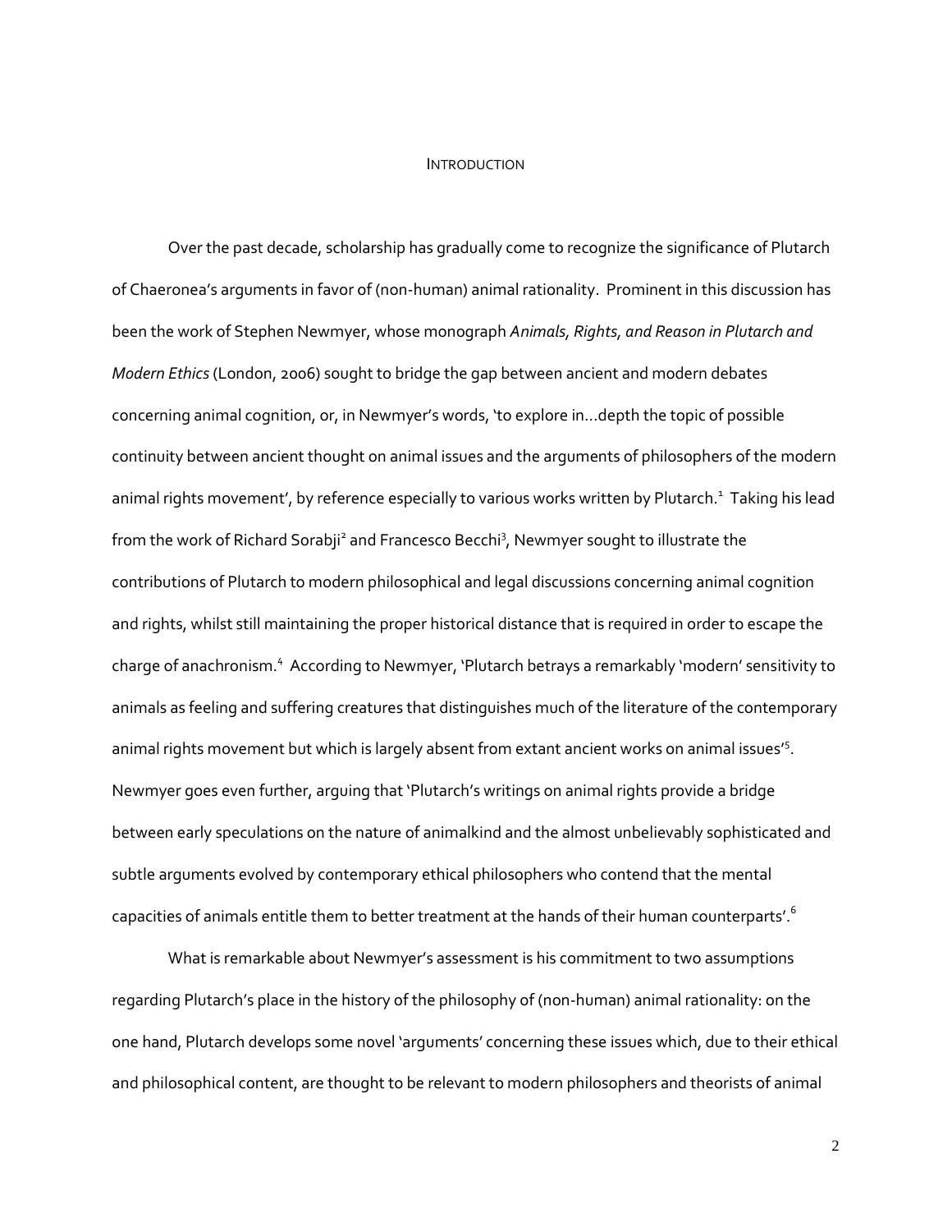# INTRODUCTION

Over the past decade, scholarship has gradually come to recognize the significance of Plutarch of Chaeronea's arguments in favor of (non-human) animal rationality. Prominent in this discussion has been the work of Stephen Newmyer, whose monograph *Animals, Rights, and Reason in Plutarch and Modern Ethics* (London, 2006) sought to bridge the gap between ancient and modern debates concerning animal cognition, or, in Newmyer's words, 'to explore in…depth the topic of possible continuity between ancient thought on animal issues and the arguments of philosophers of the modern animal rights movement', by reference especially to various works written by Plutarch.[1] Taking his lead from the work of Richard Sorabji[2] and Francesco Becchi[3], Newmyer sought to illustrate the contributions of Plutarch to modern philosophical and legal discussions concerning animal cognition and rights, whilst still maintaining the proper historical distance that is required in order to escape the charge of anachronism.[4] According to Newmyer, 'Plutarch betrays a remarkably 'modern' sensitivity to animals as feeling and suffering creatures that distinguishes much of the literature of the contemporary animal rights movement but which is largely absent from extant ancient works on animal issues'[5]. Newmyer goes even further, arguing that 'Plutarch's writings on animal rights provide a bridge between early speculations on the nature of animalkind and the almost unbelievably sophisticated and subtle arguments evolved by contemporary ethical philosophers who contend that the mental capacities of animals entitle them to better treatment at the hands of their human counterparts'.[6]

What is remarkable about Newmyer's assessment is his commitment to two assumptions regarding Plutarch's place in the history of the philosophy of (non-human) animal rationality: on the one hand, Plutarch develops some novel 'arguments' concerning these issues which, due to their ethical and philosophical content, are thought to be relevant to modern philosophers and theorists of animal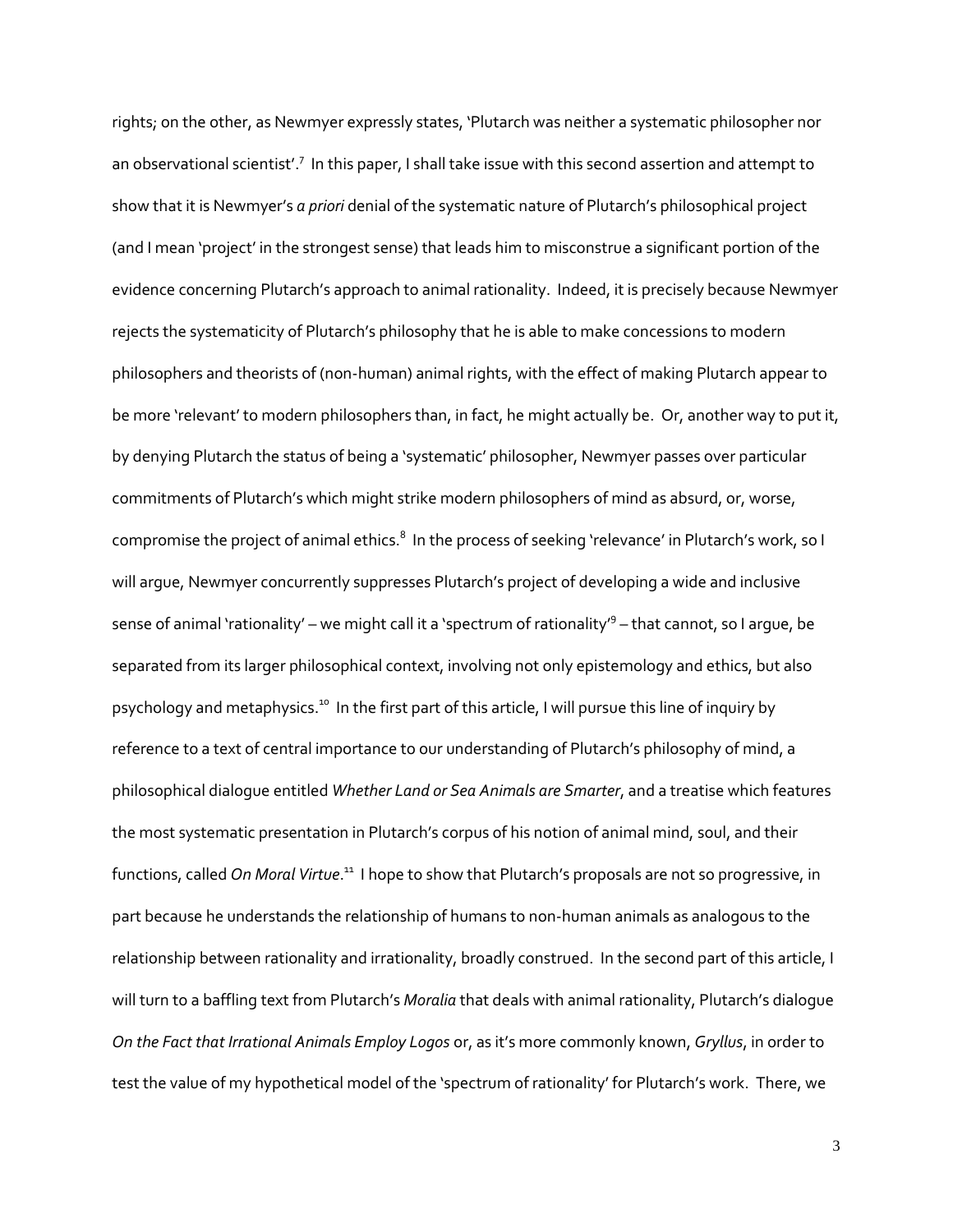rights; on the other, as Newmyer expressly states, 'Plutarch was neither a systematic philosopher nor an observational scientist'.[7] In this paper, I shall take issue with this second assertion and attempt to show that it is Newmyer's *a priori* denial of the systematic nature of Plutarch's philosophical project (and I mean 'project' in the strongest sense) that leads him to misconstrue a significant portion of the evidence concerning Plutarch's approach to animal rationality. Indeed, it is precisely because Newmyer rejects the systematicity of Plutarch's philosophy that he is able to make concessions to modern philosophers and theorists of (non-human) animal rights, with the effect of making Plutarch appear to be more 'relevant' to modern philosophers than, in fact, he might actually be. Or, another way to put it, by denying Plutarch the status of being a 'systematic' philosopher, Newmyer passes over particular commitments of Plutarch's which might strike modern philosophers of mind as absurd, or, worse, compromise the project of animal ethics.[8] In the process of seeking 'relevance' in Plutarch's work, so I will argue, Newmyer concurrently suppresses Plutarch's project of developing a wide and inclusive sense of animal 'rationality' – we might call it a 'spectrum of rationality'[9] – that cannot, so I argue, be separated from its larger philosophical context, involving not only epistemology and ethics, but also psychology and metaphysics.[10] In the first part of this article, I will pursue this line of inquiry by reference to a text of central importance to our understanding of Plutarch's philosophy of mind, a philosophical dialogue entitled *Whether Land or Sea Animals are Smarter*, and a treatise which features the most systematic presentation in Plutarch's corpus of his notion of animal mind, soul, and their functions, called *On Moral Virtue*.[11] I hope to show that Plutarch's proposals are not so progressive, in part because he understands the relationship of humans to non-human animals as analogous to the relationship between rationality and irrationality, broadly construed. In the second part of this article, I will turn to a baffling text from Plutarch's *Moralia* that deals with animal rationality, Plutarch's dialogue *On the Fact that Irrational Animals Employ Logos* or, as it's more commonly known, *Gryllus*, in order to test the value of my hypothetical model of the 'spectrum of rationality' for Plutarch's work. There, we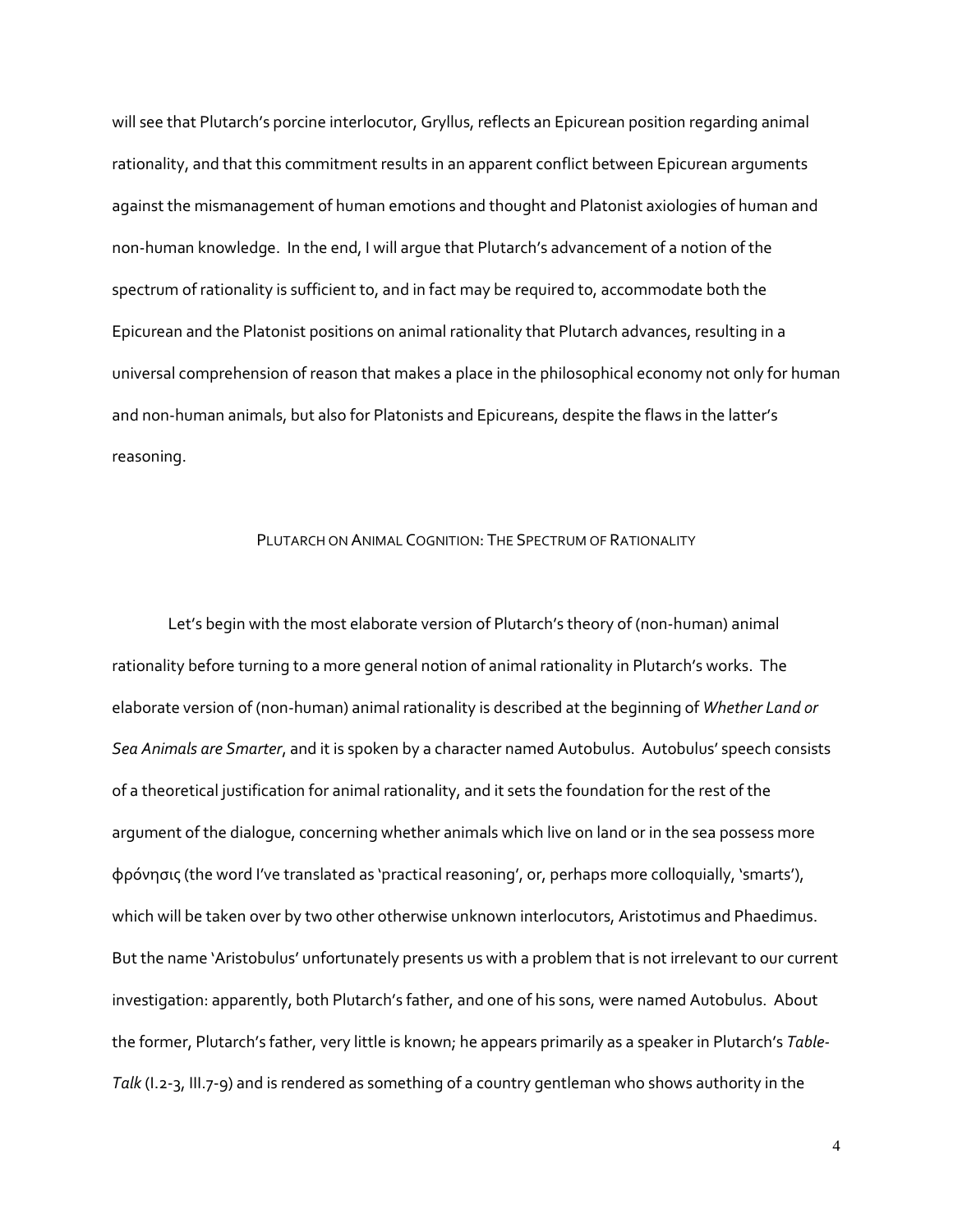will see that Plutarch's porcine interlocutor, Gryllus, reflects an Epicurean position regarding animal rationality, and that this commitment results in an apparent conflict between Epicurean arguments against the mismanagement of human emotions and thought and Platonist axiologies of human and non-human knowledge. In the end, I will argue that Plutarch's advancement of a notion of the spectrum of rationality is sufficient to, and in fact may be required to, accommodate both the Epicurean and the Platonist positions on animal rationality that Plutarch advances, resulting in a universal comprehension of reason that makes a place in the philosophical economy not only for human and non-human animals, but also for Platonists and Epicureans, despite the flaws in the latter's reasoning.

## PLUTARCH ON ANIMAL COGNITION: THE SPECTRUM OF RATIONALITY

Let's begin with the most elaborate version of Plutarch's theory of (non-human) animal rationality before turning to a more general notion of animal rationality in Plutarch's works. The elaborate version of (non-human) animal rationality is described at the beginning of *Whether Land or Sea Animals are Smarter*, and it is spoken by a character named Autobulus. Autobulus' speech consists of a theoretical justification for animal rationality, and it sets the foundation for the rest of the argument of the dialogue, concerning whether animals which live on land or in the sea possess more φρόνησις (the word I've translated as 'practical reasoning', or, perhaps more colloquially, 'smarts'), which will be taken over by two other otherwise unknown interlocutors, Aristotimus and Phaedimus. But the name 'Aristobulus' unfortunately presents us with a problem that is not irrelevant to our current investigation: apparently, both Plutarch's father, and one of his sons, were named Autobulus. About the former, Plutarch's father, very little is known; he appears primarily as a speaker in Plutarch's *Table-Talk* (I.2-3, III.7-9) and is rendered as something of a country gentleman who shows authority in the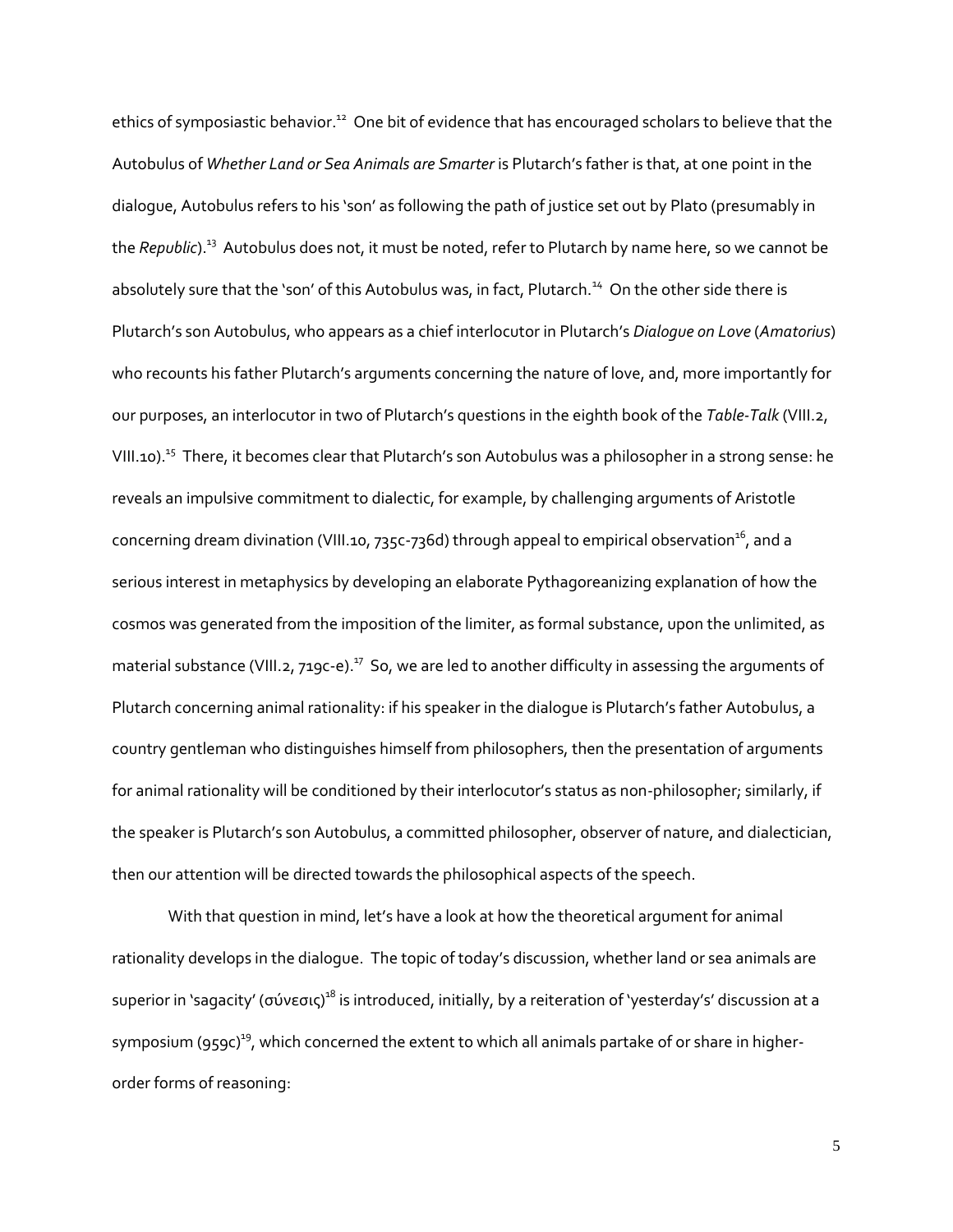ethics of symposiastic behavior.[12] One bit of evidence that has encouraged scholars to believe that the Autobulus of *Whether Land or Sea Animals are Smarter* is Plutarch's father is that, at one point in the dialogue, Autobulus refers to his 'son' as following the path of justice set out by Plato (presumably in the *Republic*).[13] Autobulus does not, it must be noted, refer to Plutarch by name here, so we cannot be absolutely sure that the 'son' of this Autobulus was, in fact, Plutarch.[14] On the other side there is Plutarch's son Autobulus, who appears as a chief interlocutor in Plutarch's *Dialogue on Love* (*Amatorius*) who recounts his father Plutarch's arguments concerning the nature of love, and, more importantly for our purposes, an interlocutor in two of Plutarch's questions in the eighth book of the *Table-Talk* (VIII.2, VIII.10).[15] There, it becomes clear that Plutarch's son Autobulus was a philosopher in a strong sense: he reveals an impulsive commitment to dialectic, for example, by challenging arguments of Aristotle concerning dream divination (VIII.10, 735c-736d) through appeal to empirical observation[16], and a serious interest in metaphysics by developing an elaborate Pythagoreanizing explanation of how the cosmos was generated from the imposition of the limiter, as formal substance, upon the unlimited, as material substance (VIII.2, 719c-e).[17] So, we are led to another difficulty in assessing the arguments of Plutarch concerning animal rationality: if his speaker in the dialogue is Plutarch's father Autobulus, a country gentleman who distinguishes himself from philosophers, then the presentation of arguments for animal rationality will be conditioned by their interlocutor's status as non-philosopher; similarly, if the speaker is Plutarch's son Autobulus, a committed philosopher, observer of nature, and dialectician, then our attention will be directed towards the philosophical aspects of the speech.

With that question in mind, let's have a look at how the theoretical argument for animal rationality develops in the dialogue. The topic of today's discussion, whether land or sea animals are superior in 'sagacity' (σύνεσις)[18] is introduced, initially, by a reiteration of 'yesterday's' discussion at a symposium (959c)[19], which concerned the extent to which all animals partake of or share in higher-order forms of reasoning: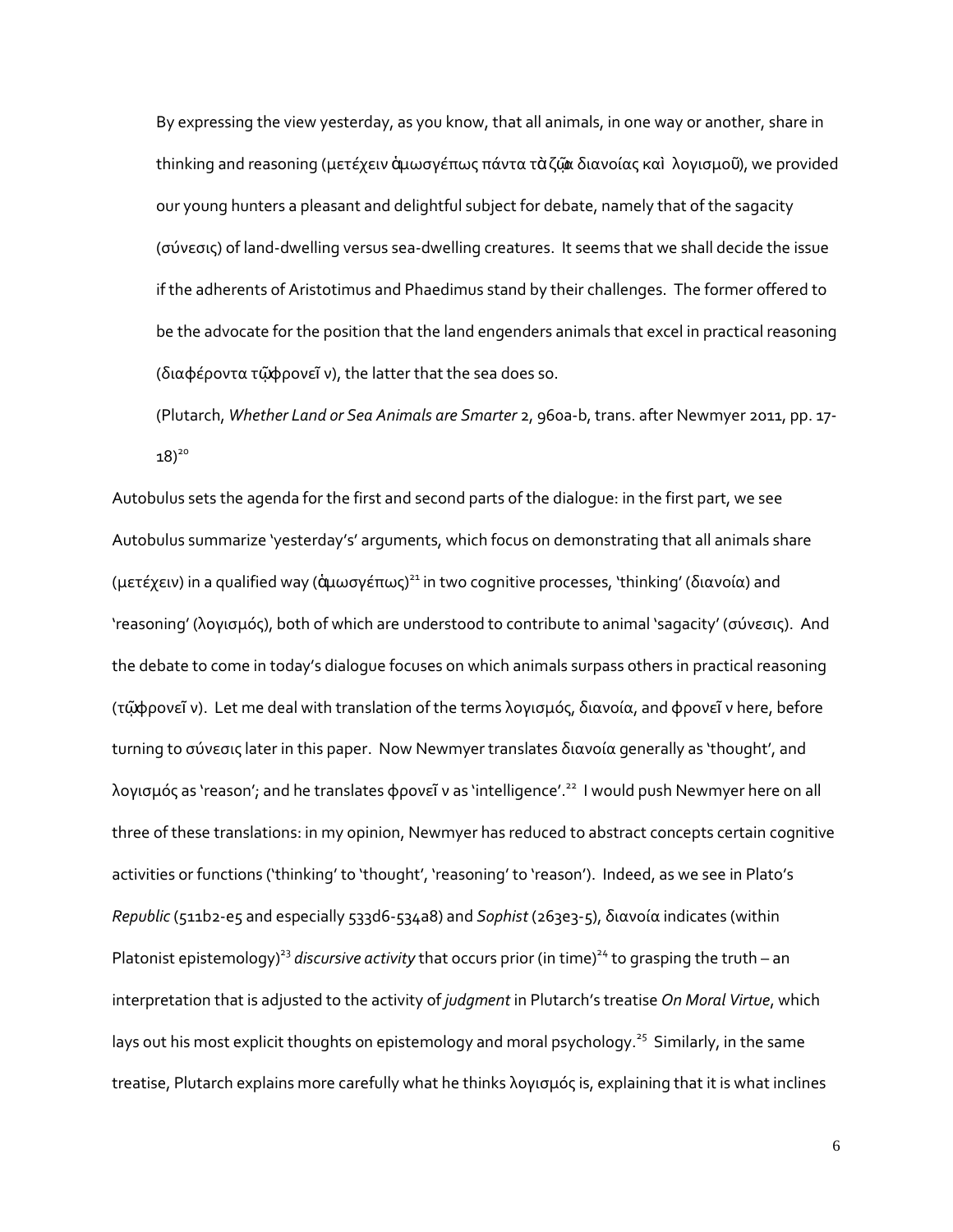> By expressing the view yesterday, as you know, that all animals, in one way or another, share in thinking and reasoning (μετέχειν ἁμωσγέπως πάντα τὰ ζῷα διανοίας καὶ λογισμοῦ), we provided our young hunters a pleasant and delightful subject for debate, namely that of the sagacity (σύνεσις) of land-dwelling versus sea-dwelling creatures. It seems that we shall decide the issue if the adherents of Aristotimus and Phaedimus stand by their challenges. The former offered to be the advocate for the position that the land engenders animals that excel in practical reasoning (διαφέροντα τῷ φρονεῖν), the latter that the sea does so.
>
> (Plutarch, *Whether Land or Sea Animals are Smarter* 2, 960a-b, trans. after Newmyer 2011, pp. 17-18)[20]

Autobulus sets the agenda for the first and second parts of the dialogue: in the first part, we see Autobulus summarize 'yesterday's' arguments, which focus on demonstrating that all animals share (μετέχειν) in a qualified way (ἁμωσγέπως)[21] in two cognitive processes, 'thinking' (διανοία) and 'reasoning' (λογισμός), both of which are understood to contribute to animal 'sagacity' (σύνεσις). And the debate to come in today's dialogue focuses on which animals surpass others in practical reasoning (τῷ φρονεῖν). Let me deal with translation of the terms λογισμός, διανοία, and φρονεῖν here, before turning to σύνεσις later in this paper. Now Newmyer translates διανοία generally as 'thought', and λογισμός as 'reason'; and he translates φρονεῖν as 'intelligence'.[22] I would push Newmyer here on all three of these translations: in my opinion, Newmyer has reduced to abstract concepts certain cognitive activities or functions ('thinking' to 'thought', 'reasoning' to 'reason'). Indeed, as we see in Plato's *Republic* (511b2-e5 and especially 533d6-534a8) and *Sophist* (263e3-5), διανοία indicates (within Platonist epistemology)[23] *discursive activity* that occurs prior (in time)[24] to grasping the truth – an interpretation that is adjusted to the activity of *judgment* in Plutarch's treatise *On Moral Virtue*, which lays out his most explicit thoughts on epistemology and moral psychology.[25] Similarly, in the same treatise, Plutarch explains more carefully what he thinks λογισμός is, explaining that it is what inclines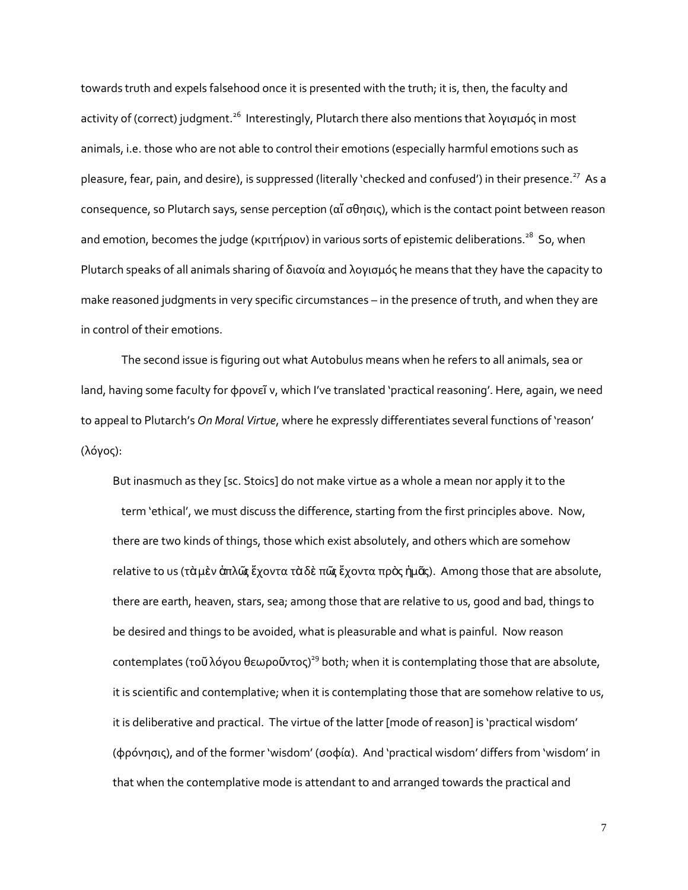towards truth and expels falsehood once it is presented with the truth; it is, then, the faculty and activity of (correct) judgment.[26] Interestingly, Plutarch there also mentions that λογισμός in most animals, i.e. those who are not able to control their emotions (especially harmful emotions such as pleasure, fear, pain, and desire), is suppressed (literally 'checked and confused') in their presence.[27] As a consequence, so Plutarch says, sense perception (αἴσθησις), which is the contact point between reason and emotion, becomes the judge (κριτήριον) in various sorts of epistemic deliberations.[28] So, when Plutarch speaks of all animals sharing of διανοία and λογισμός he means that they have the capacity to make reasoned judgments in very specific circumstances – in the presence of truth, and when they are in control of their emotions.

The second issue is figuring out what Autobulus means when he refers to all animals, sea or land, having some faculty for φρονεῖν, which I've translated 'practical reasoning'. Here, again, we need to appeal to Plutarch's *On Moral Virtue*, where he expressly differentiates several functions of 'reason' (λόγος):

> But inasmuch as they [sc. Stoics] do not make virtue as a whole a mean nor apply it to the term 'ethical', we must discuss the difference, starting from the first principles above. Now, there are two kinds of things, those which exist absolutely, and others which are somehow relative to us (τὰ μὲν ἁπλῶς ἔχοντα τὰ δὲ πῶς ἔχοντα πρὸς ἡμᾶς). Among those that are absolute, there are earth, heaven, stars, sea; among those that are relative to us, good and bad, things to be desired and things to be avoided, what is pleasurable and what is painful. Now reason contemplates (τοῦ λόγου θεωροῦντος)[29] both; when it is contemplating those that are absolute, it is scientific and contemplative; when it is contemplating those that are somehow relative to us, it is deliberative and practical. The virtue of the latter [mode of reason] is 'practical wisdom' (φρόνησις), and of the former 'wisdom' (σοφία). And 'practical wisdom' differs from 'wisdom' in that when the contemplative mode is attendant to and arranged towards the practical and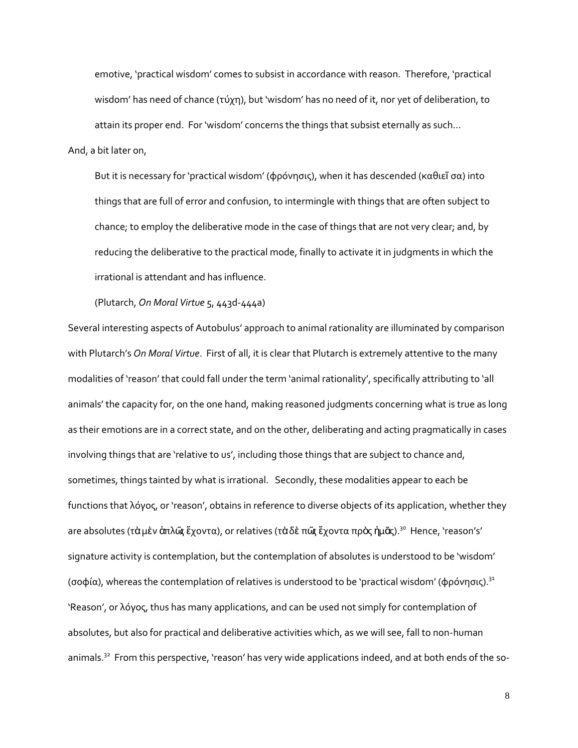> emotive, 'practical wisdom' comes to subsist in accordance with reason. Therefore, 'practical wisdom' has need of chance (τύχη), but 'wisdom' has no need of it, nor yet of deliberation, to attain its proper end. For 'wisdom' concerns the things that subsist eternally as such…

And, a bit later on,

> But it is necessary for 'practical wisdom' (φρόνησις), when it has descended (καθιεῖσα) into things that are full of error and confusion, to intermingle with things that are often subject to chance; to employ the deliberative mode in the case of things that are not very clear; and, by reducing the deliberative to the practical mode, finally to activate it in judgments in which the irrational is attendant and has influence.
>
> (Plutarch, *On Moral Virtue* 5, 443d-444a)

Several interesting aspects of Autobulus' approach to animal rationality are illuminated by comparison with Plutarch's *On Moral Virtue*. First of all, it is clear that Plutarch is extremely attentive to the many modalities of 'reason' that could fall under the term 'animal rationality', specifically attributing to 'all animals' the capacity for, on the one hand, making reasoned judgments concerning what is true as long as their emotions are in a correct state, and on the other, deliberating and acting pragmatically in cases involving things that are 'relative to us', including those things that are subject to chance and, sometimes, things tainted by what is irrational. Secondly, these modalities appear to each be functions that λόγος, or 'reason', obtains in reference to diverse objects of its application, whether they are absolutes (τὰ μὲν ἁπλῶς ἔχοντα), or relatives (τὰ δὲ πῶς ἔχοντα πρὸς ἡμᾶς).[30] Hence, 'reason's' signature activity is contemplation, but the contemplation of absolutes is understood to be 'wisdom' (σοφία), whereas the contemplation of relatives is understood to be 'practical wisdom' (φρόνησις).[31] 'Reason', or λόγος, thus has many applications, and can be used not simply for contemplation of absolutes, but also for practical and deliberative activities which, as we will see, fall to non-human animals.[32] From this perspective, 'reason' has very wide applications indeed, and at both ends of the so-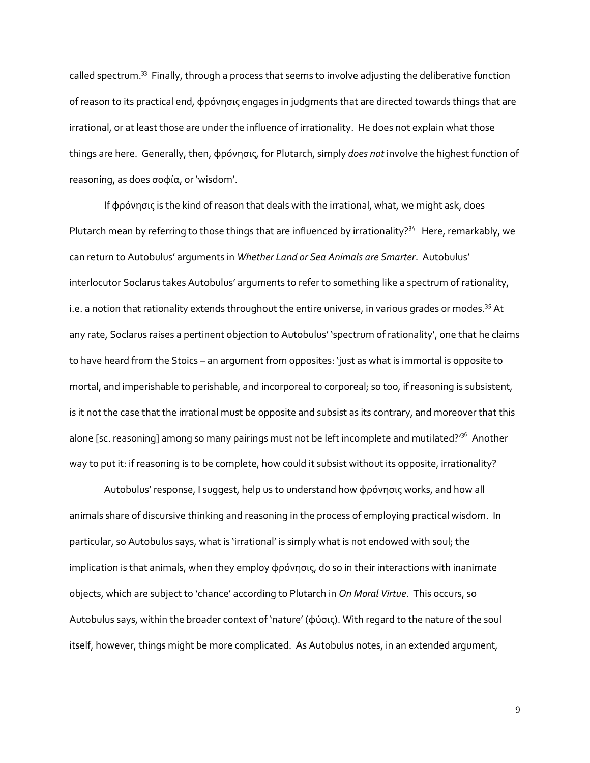called spectrum.[33] Finally, through a process that seems to involve adjusting the deliberative function of reason to its practical end, φρόνησις engages in judgments that are directed towards things that are irrational, or at least those are under the influence of irrationality. He does not explain what those things are here. Generally, then, φρόνησις, for Plutarch, simply *does not* involve the highest function of reasoning, as does σοφία, or 'wisdom'.

If φρόνησις is the kind of reason that deals with the irrational, what, we might ask, does Plutarch mean by referring to those things that are influenced by irrationality?[34] Here, remarkably, we can return to Autobulus' arguments in *Whether Land or Sea Animals are Smarter*. Autobulus' interlocutor Soclarus takes Autobulus' arguments to refer to something like a spectrum of rationality, i.e. a notion that rationality extends throughout the entire universe, in various grades or modes.[35] At any rate, Soclarus raises a pertinent objection to Autobulus' 'spectrum of rationality', one that he claims to have heard from the Stoics – an argument from opposites: 'just as what is immortal is opposite to mortal, and imperishable to perishable, and incorporeal to corporeal; so too, if reasoning is subsistent, is it not the case that the irrational must be opposite and subsist as its contrary, and moreover that this alone [sc. reasoning] among so many pairings must not be left incomplete and mutilated?'[36] Another way to put it: if reasoning is to be complete, how could it subsist without its opposite, irrationality?

Autobulus' response, I suggest, help us to understand how φρόνησις works, and how all animals share of discursive thinking and reasoning in the process of employing practical wisdom. In particular, so Autobulus says, what is 'irrational' is simply what is not endowed with soul; the implication is that animals, when they employ φρόνησις, do so in their interactions with inanimate objects, which are subject to 'chance' according to Plutarch in *On Moral Virtue*. This occurs, so Autobulus says, within the broader context of 'nature' (φύσις). With regard to the nature of the soul itself, however, things might be more complicated. As Autobulus notes, in an extended argument,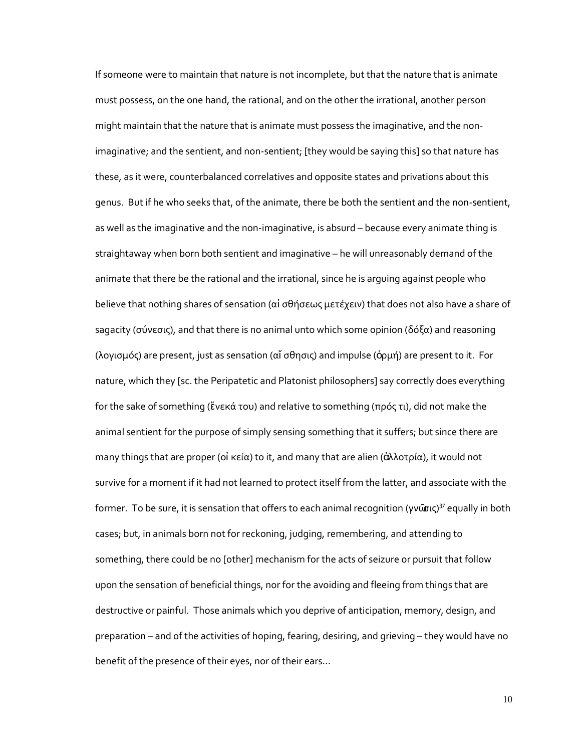If someone were to maintain that nature is not incomplete, but that the nature that is animate must possess, on the one hand, the rational, and on the other the irrational, another person might maintain that the nature that is animate must possess the imaginative, and the non-imaginative; and the sentient, and non-sentient; [they would be saying this] so that nature has these, as it were, counterbalanced correlatives and opposite states and privations about this genus. But if he who seeks that, of the animate, there be both the sentient and the non-sentient, as well as the imaginative and the non-imaginative, is absurd – because every animate thing is straightaway when born both sentient and imaginative – he will unreasonably demand of the animate that there be the rational and the irrational, since he is arguing against people who believe that nothing shares of sensation (αἰ σθήσεως μετέχειν) that does not also have a share of sagacity (σύνεσις), and that there is no animal unto which some opinion (δόξα) and reasoning (λογισμός) are present, just as sensation (αἴ σθησις) and impulse (ὁρμή) are present to it. For nature, which they [sc. the Peripatetic and Platonist philosophers] say correctly does everything for the sake of something (ἕνεκά του) and relative to something (πρός τι), did not make the animal sentient for the purpose of simply sensing something that it suffers; but since there are many things that are proper (οἰ κεία) to it, and many that are alien (ἀλλοτρία), it would not survive for a moment if it had not learned to protect itself from the latter, and associate with the former. To be sure, it is sensation that offers to each animal recognition (γνῶσις)[37] equally in both cases; but, in animals born not for reckoning, judging, remembering, and attending to something, there could be no [other] mechanism for the acts of seizure or pursuit that follow upon the sensation of beneficial things, nor for the avoiding and fleeing from things that are destructive or painful. Those animals which you deprive of anticipation, memory, design, and preparation – and of the activities of hoping, fearing, desiring, and grieving – they would have no benefit of the presence of their eyes, nor of their ears…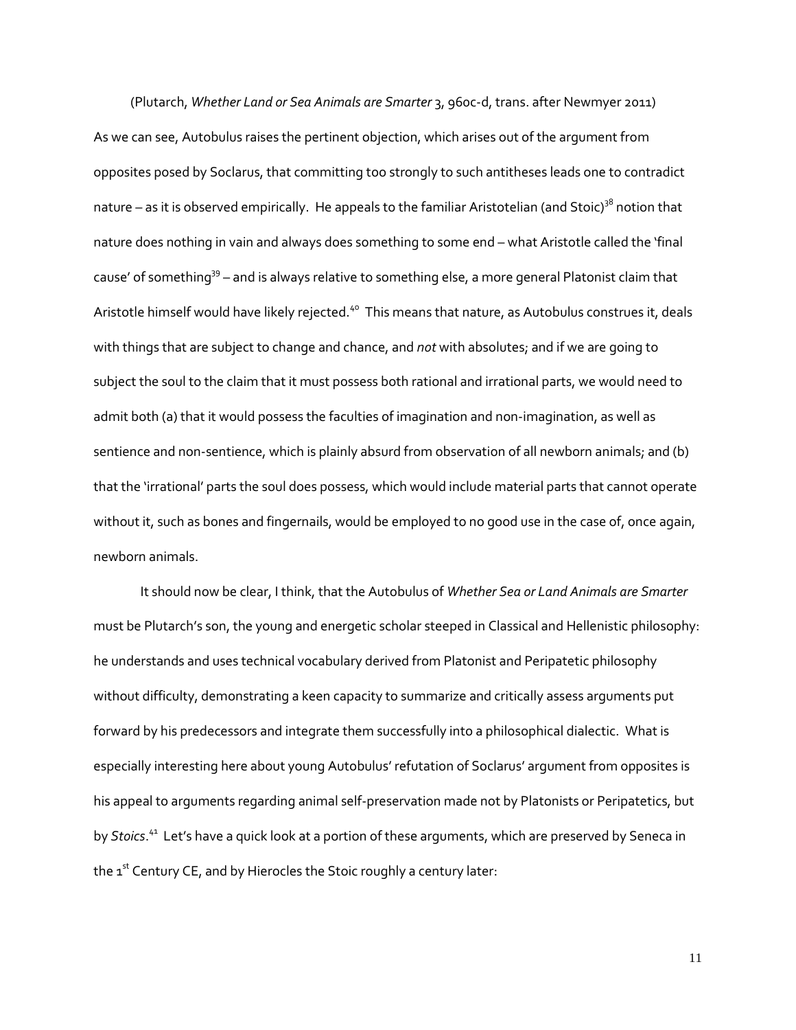(Plutarch, *Whether Land or Sea Animals are Smarter* 3, 960c-d, trans. after Newmyer 2011)

As we can see, Autobulus raises the pertinent objection, which arises out of the argument from opposites posed by Soclarus, that committing too strongly to such antitheses leads one to contradict nature – as it is observed empirically. He appeals to the familiar Aristotelian (and Stoic)[38] notion that nature does nothing in vain and always does something to some end – what Aristotle called the 'final cause' of something[39] – and is always relative to something else, a more general Platonist claim that Aristotle himself would have likely rejected.[40] This means that nature, as Autobulus construes it, deals with things that are subject to change and chance, and *not* with absolutes; and if we are going to subject the soul to the claim that it must possess both rational and irrational parts, we would need to admit both (a) that it would possess the faculties of imagination and non-imagination, as well as sentience and non-sentience, which is plainly absurd from observation of all newborn animals; and (b) that the 'irrational' parts the soul does possess, which would include material parts that cannot operate without it, such as bones and fingernails, would be employed to no good use in the case of, once again, newborn animals.

It should now be clear, I think, that the Autobulus of *Whether Sea or Land Animals are Smarter* must be Plutarch's son, the young and energetic scholar steeped in Classical and Hellenistic philosophy: he understands and uses technical vocabulary derived from Platonist and Peripatetic philosophy without difficulty, demonstrating a keen capacity to summarize and critically assess arguments put forward by his predecessors and integrate them successfully into a philosophical dialectic. What is especially interesting here about young Autobulus' refutation of Soclarus' argument from opposites is his appeal to arguments regarding animal self-preservation made not by Platonists or Peripatetics, but by *Stoics*.[41] Let's have a quick look at a portion of these arguments, which are preserved by Seneca in the 1st Century CE, and by Hierocles the Stoic roughly a century later: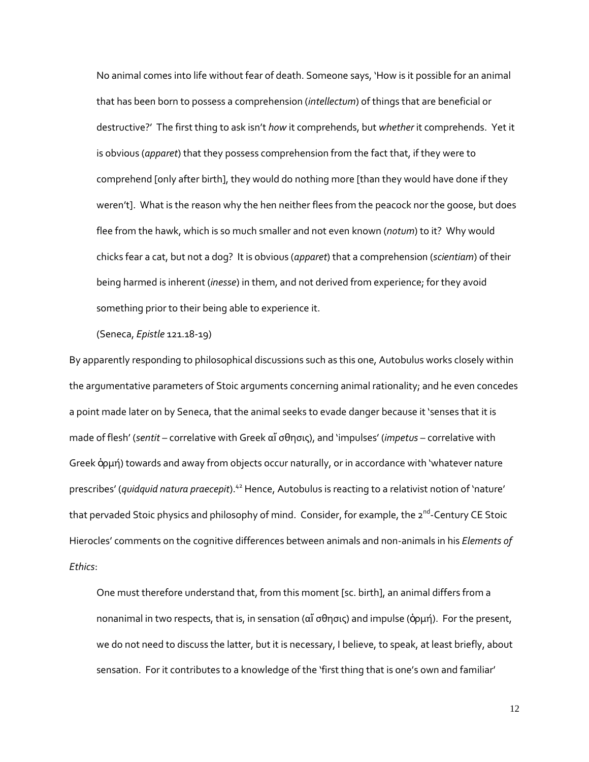> No animal comes into life without fear of death. Someone says, 'How is it possible for an animal that has been born to possess a comprehension (*intellectum*) of things that are beneficial or destructive?' The first thing to ask isn't *how* it comprehends, but *whether* it comprehends. Yet it is obvious (*apparet*) that they possess comprehension from the fact that, if they were to comprehend [only after birth], they would do nothing more [than they would have done if they weren't]. What is the reason why the hen neither flees from the peacock nor the goose, but does flee from the hawk, which is so much smaller and not even known (*notum*) to it? Why would chicks fear a cat, but not a dog? It is obvious (*apparet*) that a comprehension (*scientiam*) of their being harmed is inherent (*inesse*) in them, and not derived from experience; for they avoid something prior to their being able to experience it.
>
> (Seneca, *Epistle* 121.18-19)

By apparently responding to philosophical discussions such as this one, Autobulus works closely within the argumentative parameters of Stoic arguments concerning animal rationality; and he even concedes a point made later on by Seneca, that the animal seeks to evade danger because it 'senses that it is made of flesh' (*sentit* – correlative with Greek αἴσθησις), and 'impulses' (*impetus* – correlative with Greek ὁρμή) towards and away from objects occur naturally, or in accordance with 'whatever nature prescribes' (*quidquid natura praecepit*).[42] Hence, Autobulus is reacting to a relativist notion of 'nature' that pervaded Stoic physics and philosophy of mind. Consider, for example, the 2nd-Century CE Stoic Hierocles' comments on the cognitive differences between animals and non-animals in his *Elements of Ethics*:

> One must therefore understand that, from this moment [sc. birth], an animal differs from a nonanimal in two respects, that is, in sensation (αἴσθησις) and impulse (ὁρμή). For the present, we do not need to discuss the latter, but it is necessary, I believe, to speak, at least briefly, about sensation. For it contributes to a knowledge of the 'first thing that is one's own and familiar'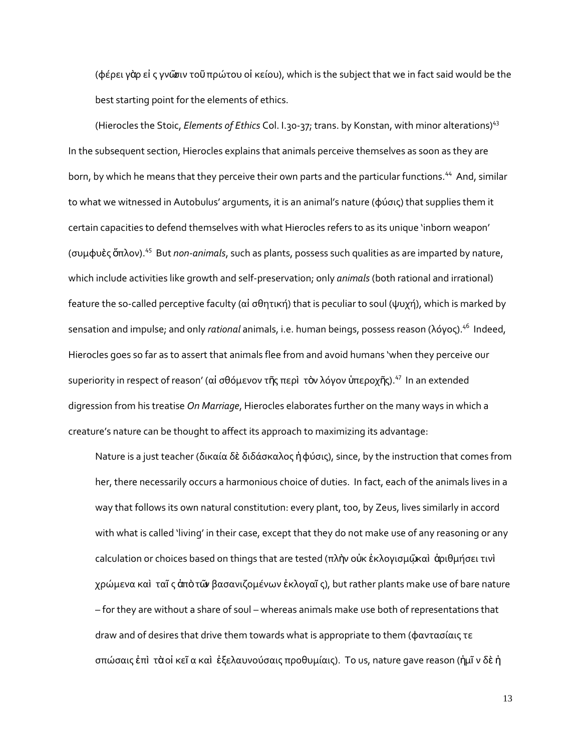(φέρει γὰρ εἰς γνῶσιν τοῦ πρώτου οἰκείου), which is the subject that we in fact said would be the best starting point for the elements of ethics.

(Hierocles the Stoic, *Elements of Ethics* Col. I.30-37; trans. by Konstan, with minor alterations)[43]

In the subsequent section, Hierocles explains that animals perceive themselves as soon as they are born, by which he means that they perceive their own parts and the particular functions.[44] And, similar to what we witnessed in Autobulus' arguments, it is an animal's nature (φύσις) that supplies them it certain capacities to defend themselves with what Hierocles refers to as its unique 'inborn weapon' (συμφυὲς ὅπλον).[45] But *non-animals*, such as plants, possess such qualities as are imparted by nature, which include activities like growth and self-preservation; only *animals* (both rational and irrational) feature the so-called perceptive faculty (αἰσθητική) that is peculiar to soul (ψυχή), which is marked by sensation and impulse; and only *rational* animals, i.e. human beings, possess reason (λόγος).[46] Indeed, Hierocles goes so far as to assert that animals flee from and avoid humans 'when they perceive our superiority in respect of reason' (αἰσθόμενον τῆς περὶ τὸν λόγον ὑπεροχῆς).[47] In an extended digression from his treatise *On Marriage*, Hierocles elaborates further on the many ways in which a creature's nature can be thought to affect its approach to maximizing its advantage:

> Nature is a just teacher (δικαία δὲ διδάσκαλος ἡ φύσις), since, by the instruction that comes from her, there necessarily occurs a harmonious choice of duties. In fact, each of the animals lives in a way that follows its own natural constitution: every plant, too, by Zeus, lives similarly in accord with what is called 'living' in their case, except that they do not make use of any reasoning or any calculation or choices based on things that are tested (πλὴν οὐκ ἐκλογισμῷ καὶ ἀριθμήσει τινὶ χρώμενα καὶ ταῖς ἀπὸ τῶν βασανιζομένων ἐκλογαῖς), but rather plants make use of bare nature – for they are without a share of soul – whereas animals make use both of representations that draw and of desires that drive them towards what is appropriate to them (φαντασίαις τε σπώσαις ἐπὶ τὰ οἰκεῖα καὶ ἐξελαυνούσαις προθυμίαις). To us, nature gave reason (ἡμῖν δὲ ἡ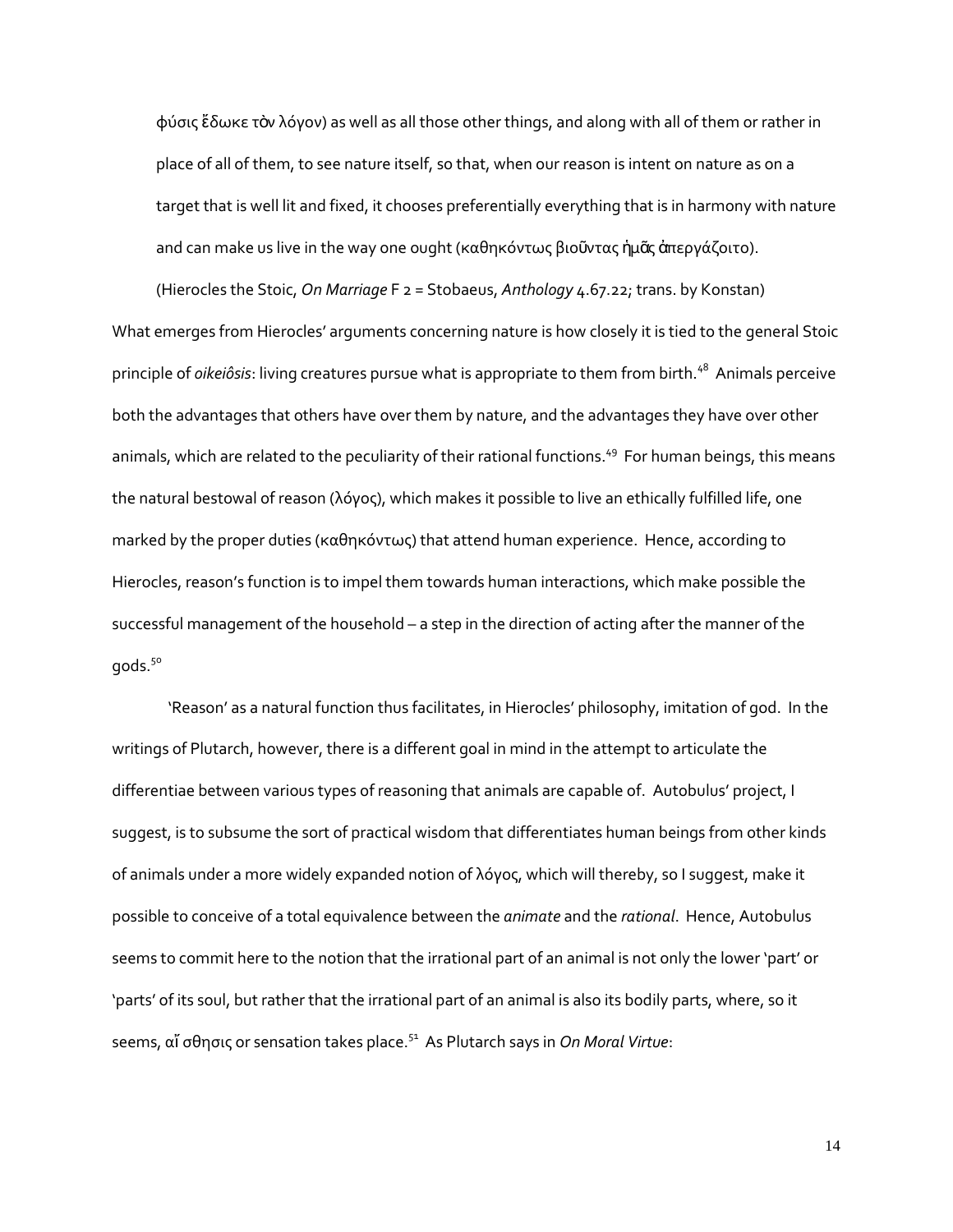φύσις ἔδωκε τὸν λόγον) as well as all those other things, and along with all of them or rather in place of all of them, to see nature itself, so that, when our reason is intent on nature as on a target that is well lit and fixed, it chooses preferentially everything that is in harmony with nature and can make us live in the way one ought (καθηκόντως βιοῦντας ἡμᾶς ἀπεργάζοιτο).

(Hierocles the Stoic, *On Marriage* F 2 = Stobaeus, *Anthology* 4.67.22; trans. by Konstan)

What emerges from Hierocles' arguments concerning nature is how closely it is tied to the general Stoic principle of *oikeiôsis*: living creatures pursue what is appropriate to them from birth.[48] Animals perceive both the advantages that others have over them by nature, and the advantages they have over other animals, which are related to the peculiarity of their rational functions.[49] For human beings, this means the natural bestowal of reason (λόγος), which makes it possible to live an ethically fulfilled life, one marked by the proper duties (καθηκόντως) that attend human experience. Hence, according to Hierocles, reason's function is to impel them towards human interactions, which make possible the successful management of the household – a step in the direction of acting after the manner of the gods.[50]

'Reason' as a natural function thus facilitates, in Hierocles' philosophy, imitation of god. In the writings of Plutarch, however, there is a different goal in mind in the attempt to articulate the differentiae between various types of reasoning that animals are capable of. Autobulus' project, I suggest, is to subsume the sort of practical wisdom that differentiates human beings from other kinds of animals under a more widely expanded notion of λόγος, which will thereby, so I suggest, make it possible to conceive of a total equivalence between the *animate* and the *rational*. Hence, Autobulus seems to commit here to the notion that the irrational part of an animal is not only the lower 'part' or 'parts' of its soul, but rather that the irrational part of an animal is also its bodily parts, where, so it seems, αἴσθησις or sensation takes place.[51] As Plutarch says in *On Moral Virtue*: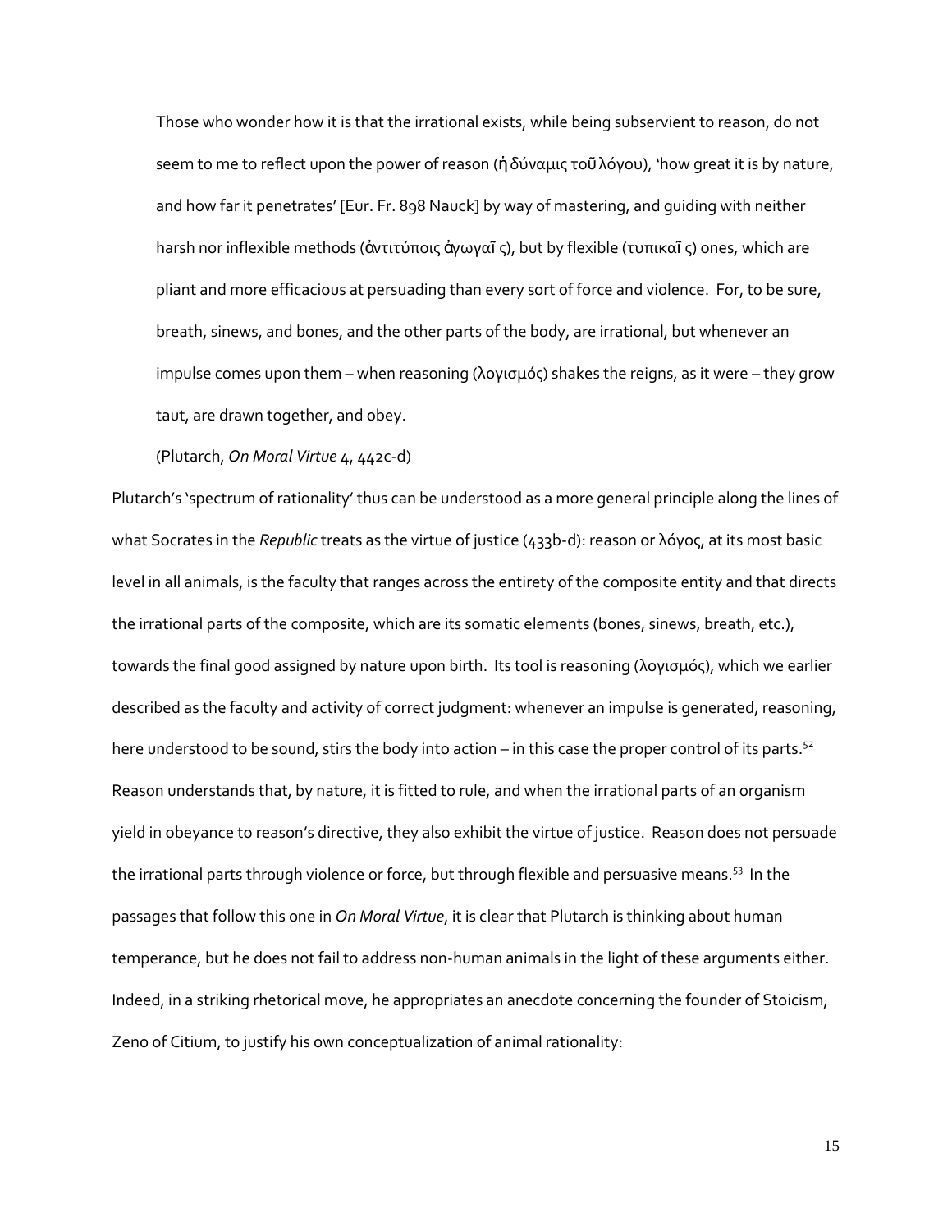> Those who wonder how it is that the irrational exists, while being subservient to reason, do not seem to me to reflect upon the power of reason (ἡ δύναμις τοῦ λόγου), 'how great it is by nature, and how far it penetrates' [Eur. Fr. 898 Nauck] by way of mastering, and guiding with neither harsh nor inflexible methods (ἀντιτύποις ἀγωγαῖ ς), but by flexible (τυπικαῖ ς) ones, which are pliant and more efficacious at persuading than every sort of force and violence. For, to be sure, breath, sinews, and bones, and the other parts of the body, are irrational, but whenever an impulse comes upon them – when reasoning (λογισμός) shakes the reigns, as it were – they grow taut, are drawn together, and obey.
>
> (Plutarch, *On Moral Virtue* 4, 442c-d)

Plutarch's 'spectrum of rationality' thus can be understood as a more general principle along the lines of what Socrates in the *Republic* treats as the virtue of justice (433b-d): reason or λόγος, at its most basic level in all animals, is the faculty that ranges across the entirety of the composite entity and that directs the irrational parts of the composite, which are its somatic elements (bones, sinews, breath, etc.), towards the final good assigned by nature upon birth. Its tool is reasoning (λογισμός), which we earlier described as the faculty and activity of correct judgment: whenever an impulse is generated, reasoning, here understood to be sound, stirs the body into action – in this case the proper control of its parts.[52] Reason understands that, by nature, it is fitted to rule, and when the irrational parts of an organism yield in obeyance to reason's directive, they also exhibit the virtue of justice. Reason does not persuade the irrational parts through violence or force, but through flexible and persuasive means.[53] In the passages that follow this one in *On Moral Virtue*, it is clear that Plutarch is thinking about human temperance, but he does not fail to address non-human animals in the light of these arguments either. Indeed, in a striking rhetorical move, he appropriates an anecdote concerning the founder of Stoicism, Zeno of Citium, to justify his own conceptualization of animal rationality: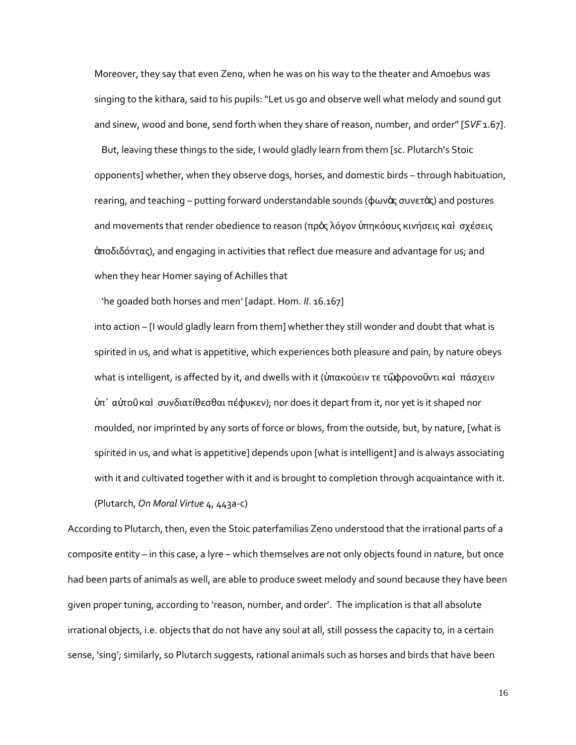Moreover, they say that even Zeno, when he was on his way to the theater and Amoebus was singing to the kithara, said to his pupils: "Let us go and observe well what melody and sound gut and sinew, wood and bone, send forth when they share of reason, number, and order" [*SVF* 1.67].

But, leaving these things to the side, I would gladly learn from them [sc. Plutarch's Stoic opponents] whether, when they observe dogs, horses, and domestic birds – through habituation, rearing, and teaching – putting forward understandable sounds (φωνὰς συνετὰς) and postures and movements that render obedience to reason (πρὸς λόγον ὑπηκόους κινήσεις καὶ σχέσεις ἀποδιδόντας), and engaging in activities that reflect due measure and advantage for us; and when they hear Homer saying of Achilles that

'he goaded both horses and men' [adapt. Hom. *Il*. 16.167]

into action – [I would gladly learn from them] whether they still wonder and doubt that what is spirited in us, and what is appetitive, which experiences both pleasure and pain, by nature obeys what is intelligent, is affected by it, and dwells with it (ὑπακούειν τε τῷ φρονοῦντι καὶ πάσχειν ὑπ᾽ αὐτοῦ καὶ συνδιατίθεσθαι πέφυκεν); nor does it depart from it, nor yet is it shaped nor moulded, nor imprinted by any sorts of force or blows, from the outside, but, by nature, [what is spirited in us, and what is appetitive] depends upon [what is intelligent] and is always associating with it and cultivated together with it and is brought to completion through acquaintance with it. (Plutarch, *On Moral Virtue* 4, 443a-c)

According to Plutarch, then, even the Stoic paterfamilias Zeno understood that the irrational parts of a composite entity – in this case, a lyre – which themselves are not only objects found in nature, but once had been parts of animals as well, are able to produce sweet melody and sound because they have been given proper tuning, according to 'reason, number, and order'. The implication is that all absolute irrational objects, i.e. objects that do not have any soul at all, still possess the capacity to, in a certain sense, 'sing'; similarly, so Plutarch suggests, rational animals such as horses and birds that have been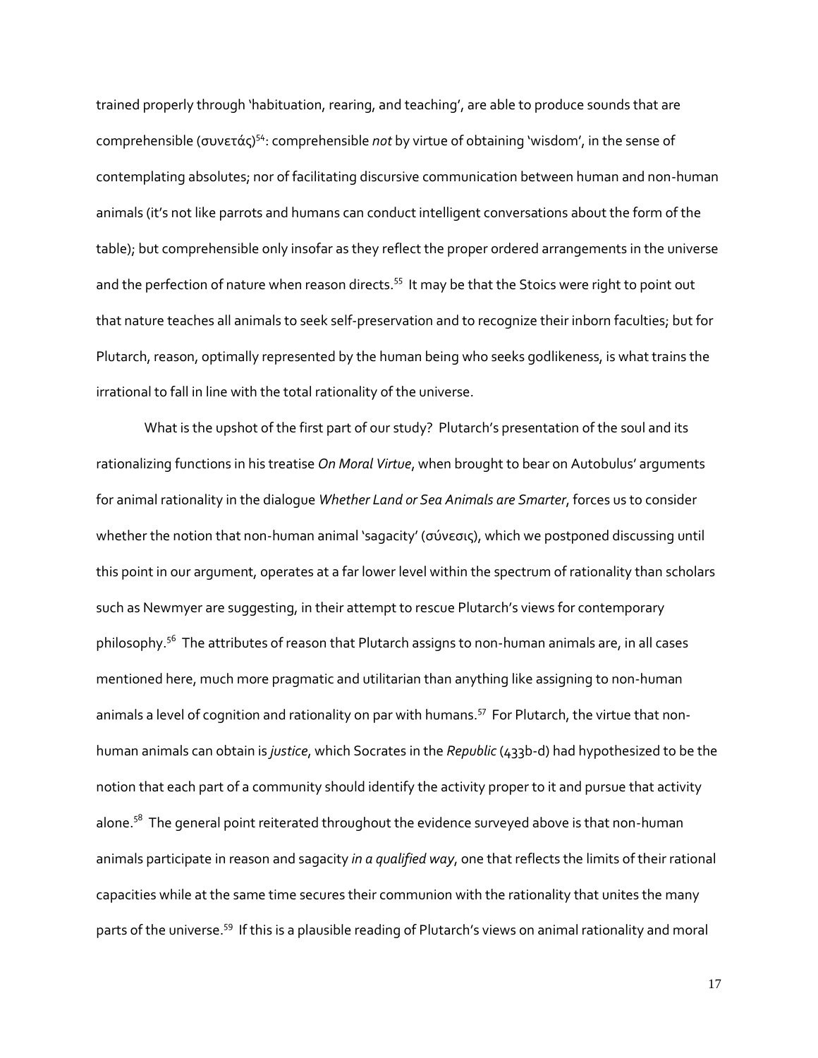trained properly through 'habituation, rearing, and teaching', are able to produce sounds that are comprehensible (συνετάς)[54]: comprehensible *not* by virtue of obtaining 'wisdom', in the sense of contemplating absolutes; nor of facilitating discursive communication between human and non-human animals (it's not like parrots and humans can conduct intelligent conversations about the form of the table); but comprehensible only insofar as they reflect the proper ordered arrangements in the universe and the perfection of nature when reason directs.[55] It may be that the Stoics were right to point out that nature teaches all animals to seek self-preservation and to recognize their inborn faculties; but for Plutarch, reason, optimally represented by the human being who seeks godlikeness, is what trains the irrational to fall in line with the total rationality of the universe.

What is the upshot of the first part of our study? Plutarch's presentation of the soul and its rationalizing functions in his treatise *On Moral Virtue*, when brought to bear on Autobulus' arguments for animal rationality in the dialogue *Whether Land or Sea Animals are Smarter*, forces us to consider whether the notion that non-human animal 'sagacity' (σύνεσις), which we postponed discussing until this point in our argument, operates at a far lower level within the spectrum of rationality than scholars such as Newmyer are suggesting, in their attempt to rescue Plutarch's views for contemporary philosophy.[56] The attributes of reason that Plutarch assigns to non-human animals are, in all cases mentioned here, much more pragmatic and utilitarian than anything like assigning to non-human animals a level of cognition and rationality on par with humans.[57] For Plutarch, the virtue that non-human animals can obtain is *justice*, which Socrates in the *Republic* (433b-d) had hypothesized to be the notion that each part of a community should identify the activity proper to it and pursue that activity alone.[58] The general point reiterated throughout the evidence surveyed above is that non-human animals participate in reason and sagacity *in a qualified way*, one that reflects the limits of their rational capacities while at the same time secures their communion with the rationality that unites the many parts of the universe.[59] If this is a plausible reading of Plutarch's views on animal rationality and moral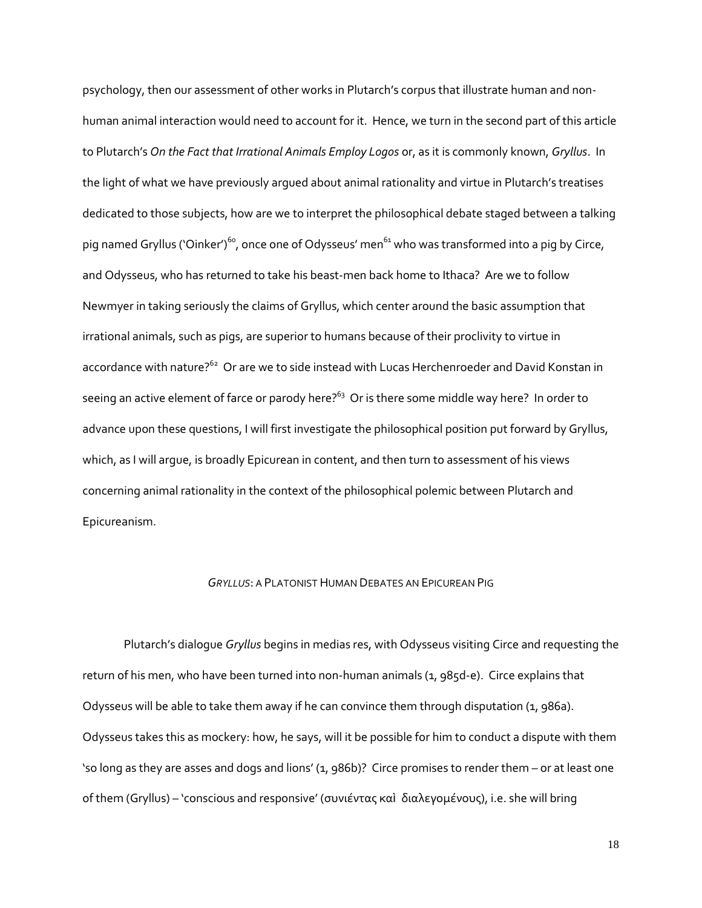psychology, then our assessment of other works in Plutarch's corpus that illustrate human and non-human animal interaction would need to account for it. Hence, we turn in the second part of this article to Plutarch's *On the Fact that Irrational Animals Employ Logos* or, as it is commonly known, *Gryllus*. In the light of what we have previously argued about animal rationality and virtue in Plutarch's treatises dedicated to those subjects, how are we to interpret the philosophical debate staged between a talking pig named Gryllus ('Oinker')[60], once one of Odysseus' men[61] who was transformed into a pig by Circe, and Odysseus, who has returned to take his beast-men back home to Ithaca? Are we to follow Newmyer in taking seriously the claims of Gryllus, which center around the basic assumption that irrational animals, such as pigs, are superior to humans because of their proclivity to virtue in accordance with nature?[62] Or are we to side instead with Lucas Herchenroeder and David Konstan in seeing an active element of farce or parody here?[63] Or is there some middle way here? In order to advance upon these questions, I will first investigate the philosophical position put forward by Gryllus, which, as I will argue, is broadly Epicurean in content, and then turn to assessment of his views concerning animal rationality in the context of the philosophical polemic between Plutarch and Epicureanism.

## *GRYLLUS*: A PLATONIST HUMAN DEBATES AN EPICUREAN PIG

Plutarch's dialogue *Gryllus* begins in medias res, with Odysseus visiting Circe and requesting the return of his men, who have been turned into non-human animals (1, 985d-e). Circe explains that Odysseus will be able to take them away if he can convince them through disputation (1, 986a). Odysseus takes this as mockery: how, he says, will it be possible for him to conduct a dispute with them 'so long as they are asses and dogs and lions' (1, 986b)? Circe promises to render them – or at least one of them (Gryllus) – 'conscious and responsive' (συνιέντας καὶ διαλεγομένους), i.e. she will bring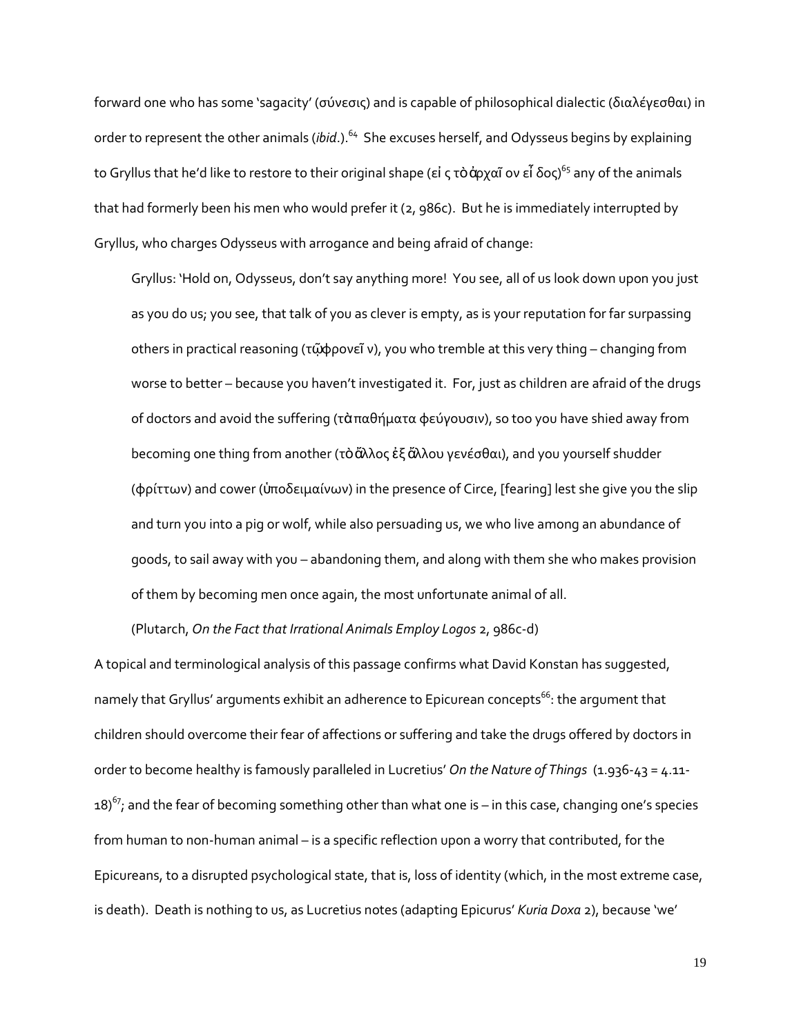forward one who has some 'sagacity' (σύνεσις) and is capable of philosophical dialectic (διαλέγεσθαι) in order to represent the other animals (*ibid*.).[64] She excuses herself, and Odysseus begins by explaining to Gryllus that he'd like to restore to their original shape (εἰς τὸ ἀρχαῖον εἶδος)[65] any of the animals that had formerly been his men who would prefer it (2, 986c). But he is immediately interrupted by Gryllus, who charges Odysseus with arrogance and being afraid of change:

> Gryllus: 'Hold on, Odysseus, don't say anything more! You see, all of us look down upon you just as you do us; you see, that talk of you as clever is empty, as is your reputation for far surpassing others in practical reasoning (τῷ φρονεῖν), you who tremble at this very thing – changing from worse to better – because you haven't investigated it. For, just as children are afraid of the drugs of doctors and avoid the suffering (τὰ παθήματα φεύγουσιν), so too you have shied away from becoming one thing from another (τὸ ἄλλος ἐξ ἄλλου γενέσθαι), and you yourself shudder (φρίττων) and cower (ὑποδειμαίνων) in the presence of Circe, [fearing] lest she give you the slip and turn you into a pig or wolf, while also persuading us, we who live among an abundance of goods, to sail away with you – abandoning them, and along with them she who makes provision of them by becoming men once again, the most unfortunate animal of all.
>
> (Plutarch, *On the Fact that Irrational Animals Employ Logos* 2, 986c-d)

A topical and terminological analysis of this passage confirms what David Konstan has suggested, namely that Gryllus' arguments exhibit an adherence to Epicurean concepts[66]: the argument that children should overcome their fear of affections or suffering and take the drugs offered by doctors in order to become healthy is famously paralleled in Lucretius' *On the Nature of Things* (1.936-43 = 4.11-18)[67]; and the fear of becoming something other than what one is – in this case, changing one's species from human to non-human animal – is a specific reflection upon a worry that contributed, for the Epicureans, to a disrupted psychological state, that is, loss of identity (which, in the most extreme case, is death). Death is nothing to us, as Lucretius notes (adapting Epicurus' *Kuria Doxa* 2), because 'we'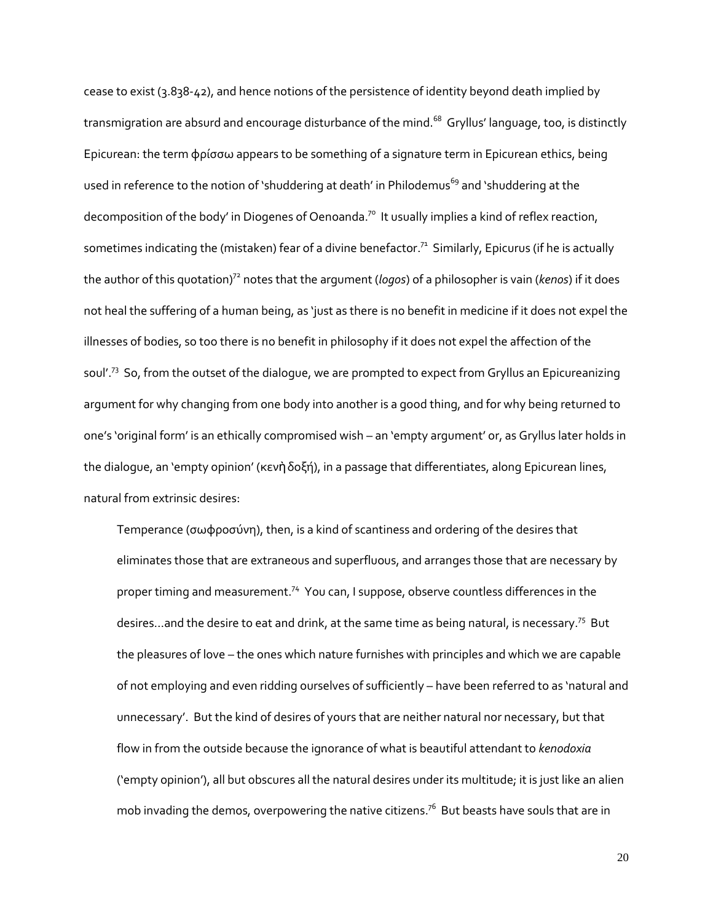cease to exist (3.838-42), and hence notions of the persistence of identity beyond death implied by transmigration are absurd and encourage disturbance of the mind.[68] Gryllus' language, too, is distinctly Epicurean: the term φρίσσω appears to be something of a signature term in Epicurean ethics, being used in reference to the notion of 'shuddering at death' in Philodemus[69] and 'shuddering at the decomposition of the body' in Diogenes of Oenoanda.[70] It usually implies a kind of reflex reaction, sometimes indicating the (mistaken) fear of a divine benefactor.[71] Similarly, Epicurus (if he is actually the author of this quotation)[72] notes that the argument (*logos*) of a philosopher is vain (*kenos*) if it does not heal the suffering of a human being, as 'just as there is no benefit in medicine if it does not expel the illnesses of bodies, so too there is no benefit in philosophy if it does not expel the affection of the soul'.[73] So, from the outset of the dialogue, we are prompted to expect from Gryllus an Epicureanizing argument for why changing from one body into another is a good thing, and for why being returned to one's 'original form' is an ethically compromised wish – an 'empty argument' or, as Gryllus later holds in the dialogue, an 'empty opinion' (κενὴ δοξή), in a passage that differentiates, along Epicurean lines, natural from extrinsic desires:

> Temperance (σωφροσύνη), then, is a kind of scantiness and ordering of the desires that eliminates those that are extraneous and superfluous, and arranges those that are necessary by proper timing and measurement.[74] You can, I suppose, observe countless differences in the desires…and the desire to eat and drink, at the same time as being natural, is necessary.[75] But the pleasures of love – the ones which nature furnishes with principles and which we are capable of not employing and even ridding ourselves of sufficiently – have been referred to as 'natural and unnecessary'. But the kind of desires of yours that are neither natural nor necessary, but that flow in from the outside because the ignorance of what is beautiful attendant to *kenodoxia* ('empty opinion'), all but obscures all the natural desires under its multitude; it is just like an alien mob invading the demos, overpowering the native citizens.[76] But beasts have souls that are in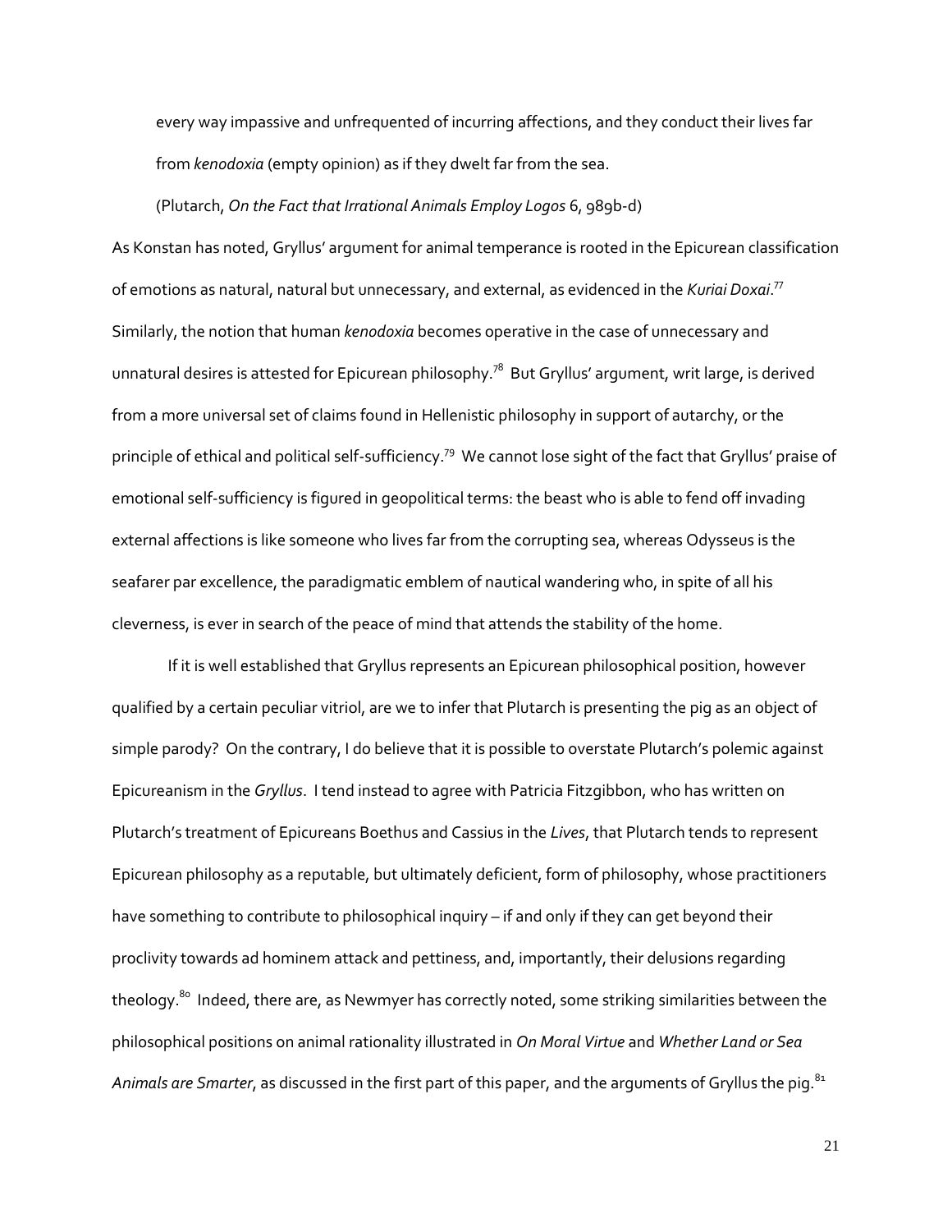every way impassive and unfrequented of incurring affections, and they conduct their lives far from *kenodoxia* (empty opinion) as if they dwelt far from the sea.

(Plutarch, *On the Fact that Irrational Animals Employ Logos* 6, 989b-d)

As Konstan has noted, Gryllus' argument for animal temperance is rooted in the Epicurean classification of emotions as natural, natural but unnecessary, and external, as evidenced in the *Kuriai Doxai*.[77] Similarly, the notion that human *kenodoxia* becomes operative in the case of unnecessary and unnatural desires is attested for Epicurean philosophy.[78] But Gryllus' argument, writ large, is derived from a more universal set of claims found in Hellenistic philosophy in support of autarchy, or the principle of ethical and political self-sufficiency.[79] We cannot lose sight of the fact that Gryllus' praise of emotional self-sufficiency is figured in geopolitical terms: the beast who is able to fend off invading external affections is like someone who lives far from the corrupting sea, whereas Odysseus is the seafarer par excellence, the paradigmatic emblem of nautical wandering who, in spite of all his cleverness, is ever in search of the peace of mind that attends the stability of the home.

If it is well established that Gryllus represents an Epicurean philosophical position, however qualified by a certain peculiar vitriol, are we to infer that Plutarch is presenting the pig as an object of simple parody? On the contrary, I do believe that it is possible to overstate Plutarch's polemic against Epicureanism in the *Gryllus*. I tend instead to agree with Patricia Fitzgibbon, who has written on Plutarch's treatment of Epicureans Boethus and Cassius in the *Lives*, that Plutarch tends to represent Epicurean philosophy as a reputable, but ultimately deficient, form of philosophy, whose practitioners have something to contribute to philosophical inquiry – if and only if they can get beyond their proclivity towards ad hominem attack and pettiness, and, importantly, their delusions regarding theology.[80] Indeed, there are, as Newmyer has correctly noted, some striking similarities between the philosophical positions on animal rationality illustrated in *On Moral Virtue* and *Whether Land or Sea Animals are Smarter*, as discussed in the first part of this paper, and the arguments of Gryllus the pig.[81]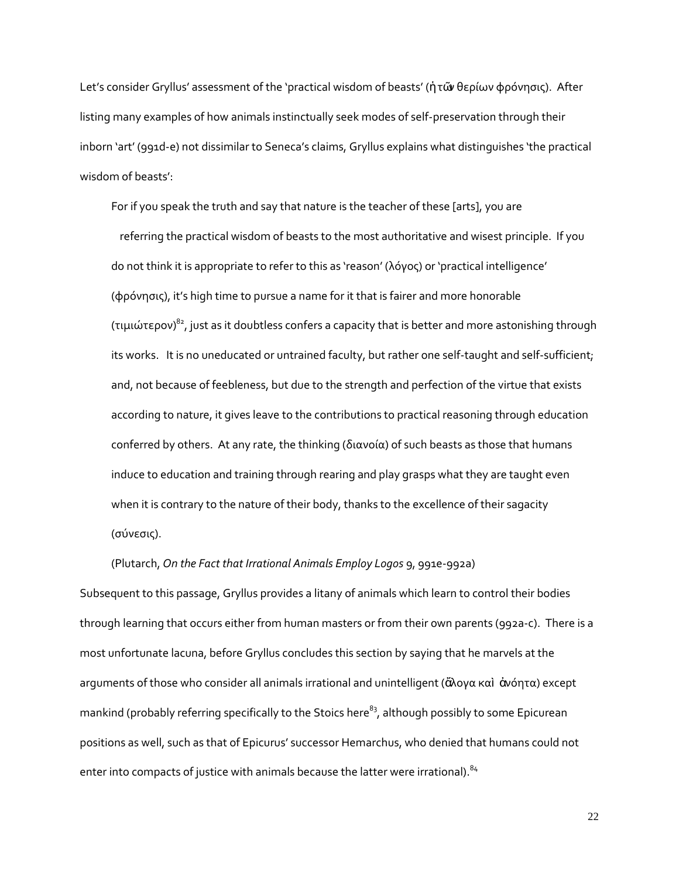Let's consider Gryllus' assessment of the 'practical wisdom of beasts' (ἡ τῶν θερίων φρόνησις). After listing many examples of how animals instinctually seek modes of self-preservation through their inborn 'art' (991d-e) not dissimilar to Seneca's claims, Gryllus explains what distinguishes 'the practical wisdom of beasts':

> For if you speak the truth and say that nature is the teacher of these [arts], you are referring the practical wisdom of beasts to the most authoritative and wisest principle. If you do not think it is appropriate to refer to this as 'reason' (λόγος) or 'practical intelligence' (φρόνησις), it's high time to pursue a name for it that is fairer and more honorable (τιμιώτερον)[82], just as it doubtless confers a capacity that is better and more astonishing through its works. It is no uneducated or untrained faculty, but rather one self-taught and self-sufficient; and, not because of feebleness, but due to the strength and perfection of the virtue that exists according to nature, it gives leave to the contributions to practical reasoning through education conferred by others. At any rate, the thinking (διανοία) of such beasts as those that humans induce to education and training through rearing and play grasps what they are taught even when it is contrary to the nature of their body, thanks to the excellence of their sagacity (σύνεσις).
>
> (Plutarch, *On the Fact that Irrational Animals Employ Logos* 9, 991e-992a)

Subsequent to this passage, Gryllus provides a litany of animals which learn to control their bodies through learning that occurs either from human masters or from their own parents (992a-c). There is a most unfortunate lacuna, before Gryllus concludes this section by saying that he marvels at the arguments of those who consider all animals irrational and unintelligent (ἄλογα καὶ ἀνόητα) except mankind (probably referring specifically to the Stoics here[83], although possibly to some Epicurean positions as well, such as that of Epicurus' successor Hemarchus, who denied that humans could not enter into compacts of justice with animals because the latter were irrational).[84]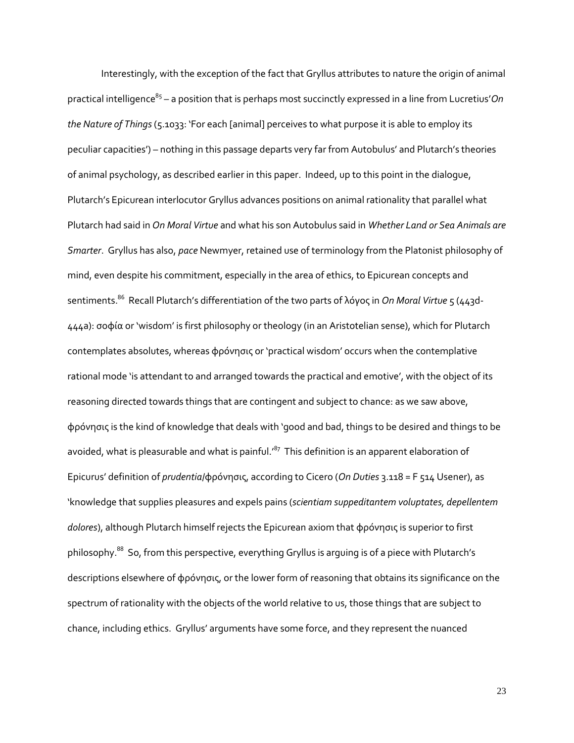Interestingly, with the exception of the fact that Gryllus attributes to nature the origin of animal practical intelligence[85] – a position that is perhaps most succinctly expressed in a line from Lucretius' *On the Nature of Things* (5.1033: 'For each [animal] perceives to what purpose it is able to employ its peculiar capacities') – nothing in this passage departs very far from Autobulus' and Plutarch's theories of animal psychology, as described earlier in this paper. Indeed, up to this point in the dialogue, Plutarch's Epicurean interlocutor Gryllus advances positions on animal rationality that parallel what Plutarch had said in *On Moral Virtue* and what his son Autobulus said in *Whether Land or Sea Animals are Smarter*. Gryllus has also, *pace* Newmyer, retained use of terminology from the Platonist philosophy of mind, even despite his commitment, especially in the area of ethics, to Epicurean concepts and sentiments.[86] Recall Plutarch's differentiation of the two parts of λόγος in *On Moral Virtue* 5 (443d-444a): σοφία or 'wisdom' is first philosophy or theology (in an Aristotelian sense), which for Plutarch contemplates absolutes, whereas φρόνησις or 'practical wisdom' occurs when the contemplative rational mode 'is attendant to and arranged towards the practical and emotive', with the object of its reasoning directed towards things that are contingent and subject to chance: as we saw above, φρόνησις is the kind of knowledge that deals with 'good and bad, things to be desired and things to be avoided, what is pleasurable and what is painful.'[87] This definition is an apparent elaboration of Epicurus' definition of *prudentia*/φρόνησις, according to Cicero (*On Duties* 3.118 = F 514 Usener), as 'knowledge that supplies pleasures and expels pains (*scientiam suppeditantem voluptates, depellentem dolores*), although Plutarch himself rejects the Epicurean axiom that φρόνησις is superior to first philosophy.[88] So, from this perspective, everything Gryllus is arguing is of a piece with Plutarch's descriptions elsewhere of φρόνησις, or the lower form of reasoning that obtains its significance on the spectrum of rationality with the objects of the world relative to us, those things that are subject to chance, including ethics. Gryllus' arguments have some force, and they represent the nuanced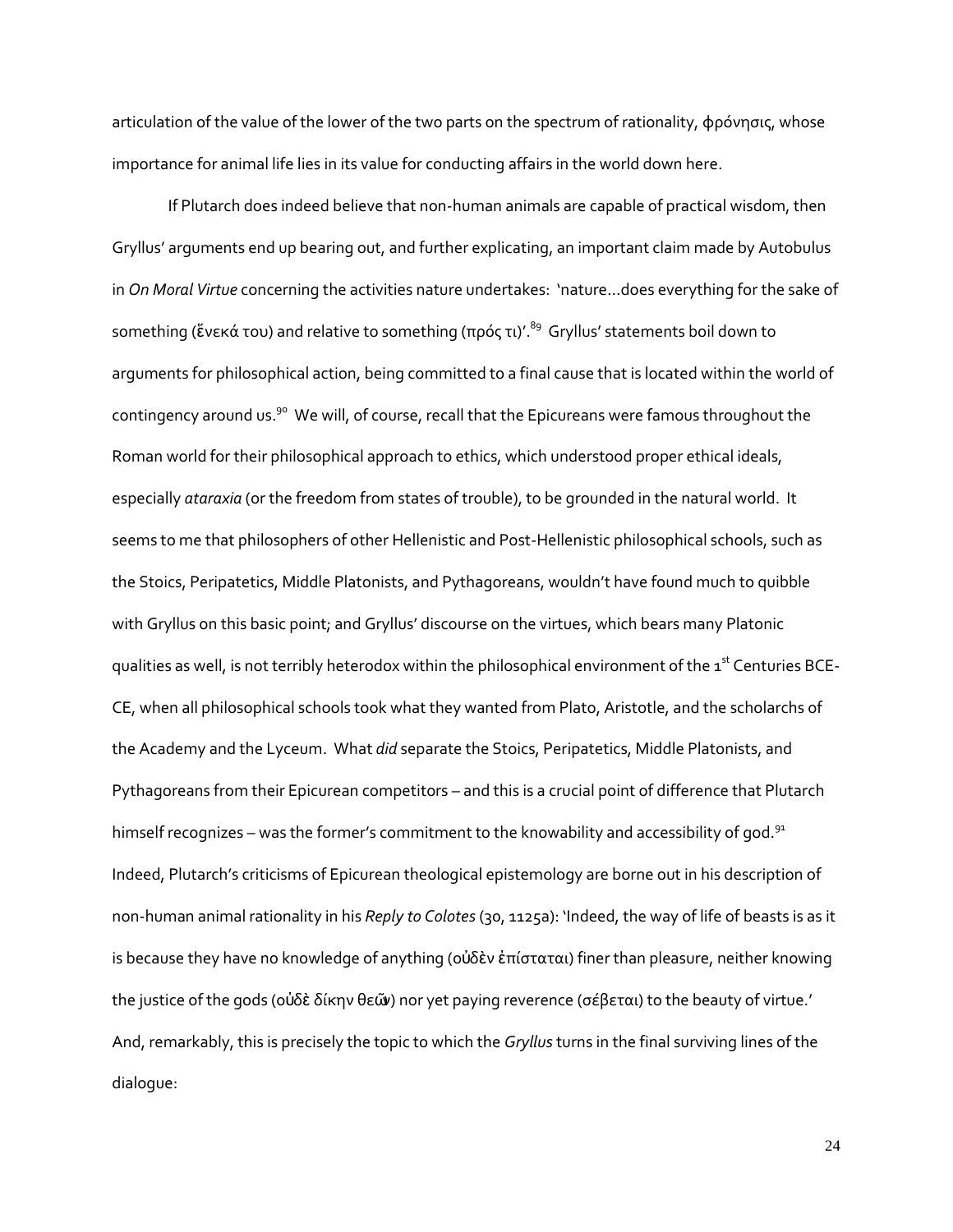articulation of the value of the lower of the two parts on the spectrum of rationality, φρόνησις, whose importance for animal life lies in its value for conducting affairs in the world down here.

If Plutarch does indeed believe that non-human animals are capable of practical wisdom, then Gryllus' arguments end up bearing out, and further explicating, an important claim made by Autobulus in *On Moral Virtue* concerning the activities nature undertakes: 'nature…does everything for the sake of something (ἕνεκά του) and relative to something (πρός τι)'.[89] Gryllus' statements boil down to arguments for philosophical action, being committed to a final cause that is located within the world of contingency around us.[90] We will, of course, recall that the Epicureans were famous throughout the Roman world for their philosophical approach to ethics, which understood proper ethical ideals, especially *ataraxia* (or the freedom from states of trouble), to be grounded in the natural world. It seems to me that philosophers of other Hellenistic and Post-Hellenistic philosophical schools, such as the Stoics, Peripatetics, Middle Platonists, and Pythagoreans, wouldn't have found much to quibble with Gryllus on this basic point; and Gryllus' discourse on the virtues, which bears many Platonic qualities as well, is not terribly heterodox within the philosophical environment of the 1st Centuries BCE-CE, when all philosophical schools took what they wanted from Plato, Aristotle, and the scholarchs of the Academy and the Lyceum. What *did* separate the Stoics, Peripatetics, Middle Platonists, and Pythagoreans from their Epicurean competitors – and this is a crucial point of difference that Plutarch himself recognizes – was the former's commitment to the knowability and accessibility of god.[91] Indeed, Plutarch's criticisms of Epicurean theological epistemology are borne out in his description of non-human animal rationality in his *Reply to Colotes* (30, 1125a): 'Indeed, the way of life of beasts is as it is because they have no knowledge of anything (οὐδὲν ἐπίσταται) finer than pleasure, neither knowing the justice of the gods (οὐδὲ δίκην θεῶν) nor yet paying reverence (σέβεται) to the beauty of virtue.' And, remarkably, this is precisely the topic to which the *Gryllus* turns in the final surviving lines of the dialogue: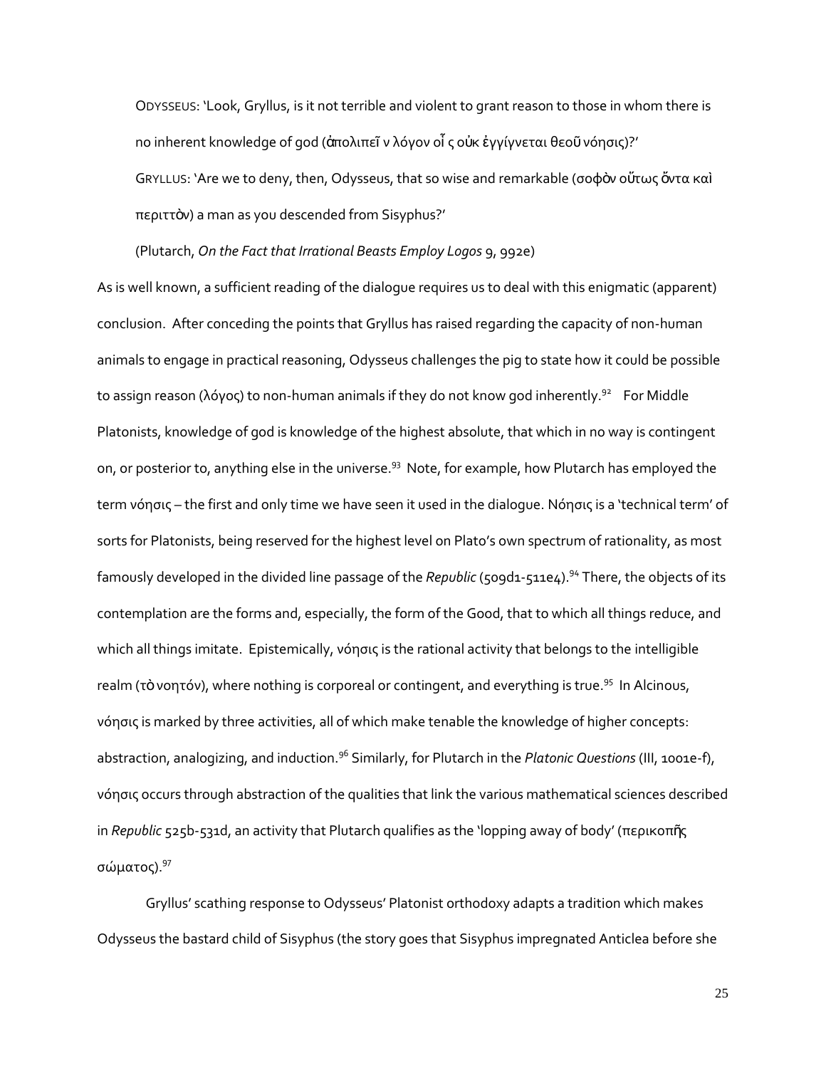ODYSSEUS: 'Look, Gryllus, is it not terrible and violent to grant reason to those in whom there is no inherent knowledge of god (ἀπολιπεῖ ν λόγον οἷ ς οὐκ ἐγγίγνεται θεοῦ νόησις)?'

GRYLLUS: 'Are we to deny, then, Odysseus, that so wise and remarkable (σοφὸν οὕτως ὄντα καὶ περιττὸν) a man as you descended from Sisyphus?'

(Plutarch, *On the Fact that Irrational Beasts Employ Logos* 9, 992e)

As is well known, a sufficient reading of the dialogue requires us to deal with this enigmatic (apparent) conclusion. After conceding the points that Gryllus has raised regarding the capacity of non-human animals to engage in practical reasoning, Odysseus challenges the pig to state how it could be possible to assign reason (λόγος) to non-human animals if they do not know god inherently.[92] For Middle Platonists, knowledge of god is knowledge of the highest absolute, that which in no way is contingent on, or posterior to, anything else in the universe.[93] Note, for example, how Plutarch has employed the term νόησις – the first and only time we have seen it used in the dialogue. Νόησις is a 'technical term' of sorts for Platonists, being reserved for the highest level on Plato's own spectrum of rationality, as most famously developed in the divided line passage of the *Republic* (509d1-511e4).[94] There, the objects of its contemplation are the forms and, especially, the form of the Good, that to which all things reduce, and which all things imitate. Epistemically, νόησις is the rational activity that belongs to the intelligible realm (τὸ νοητόν), where nothing is corporeal or contingent, and everything is true.[95] In Alcinous, νόησις is marked by three activities, all of which make tenable the knowledge of higher concepts: abstraction, analogizing, and induction.[96] Similarly, for Plutarch in the *Platonic Questions* (III, 1001e-f), νόησις occurs through abstraction of the qualities that link the various mathematical sciences described in *Republic* 525b-531d, an activity that Plutarch qualifies as the 'lopping away of body' (περικοπῆς σώματος).[97]

Gryllus' scathing response to Odysseus' Platonist orthodoxy adapts a tradition which makes Odysseus the bastard child of Sisyphus (the story goes that Sisyphus impregnated Anticlea before she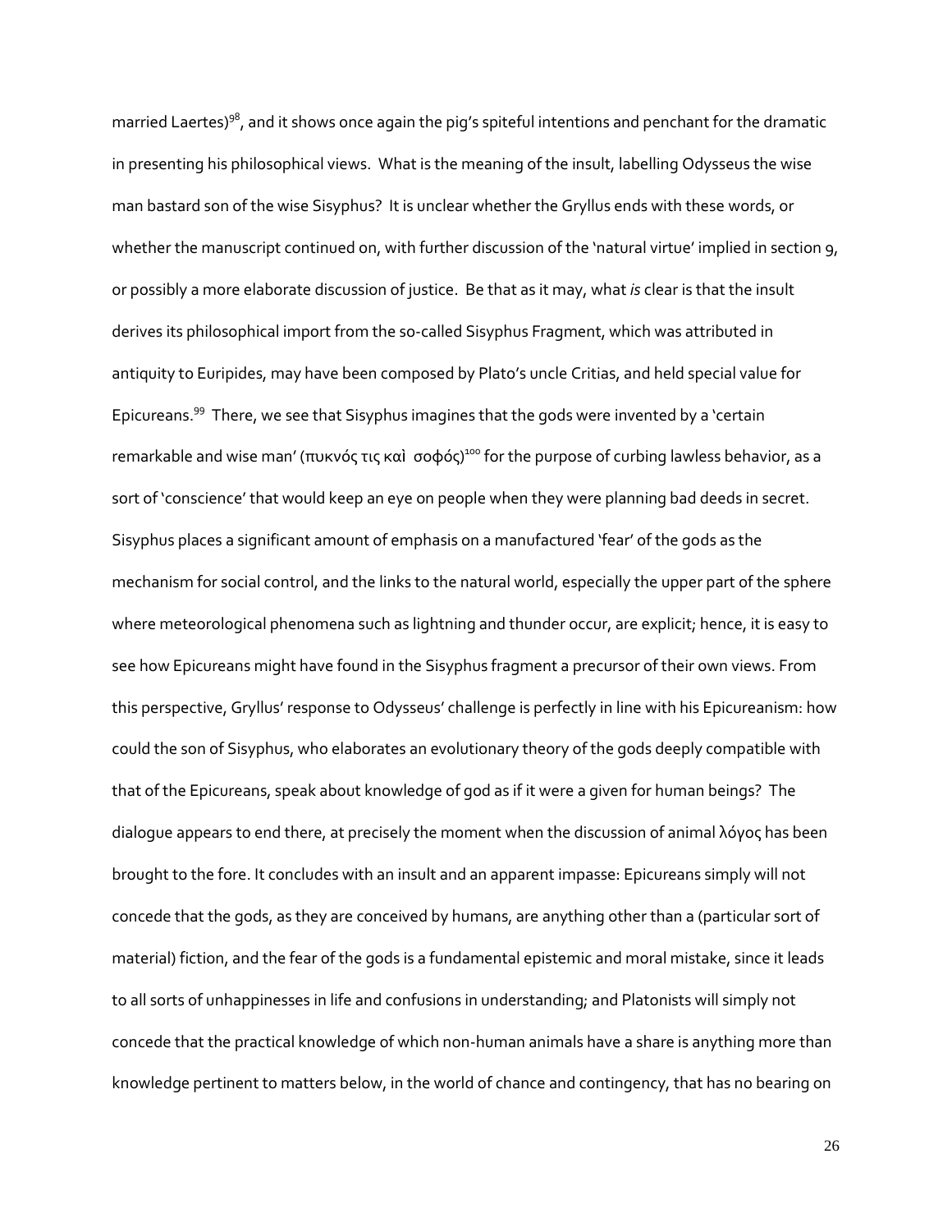married Laertes)[98], and it shows once again the pig's spiteful intentions and penchant for the dramatic in presenting his philosophical views. What is the meaning of the insult, labelling Odysseus the wise man bastard son of the wise Sisyphus? It is unclear whether the Gryllus ends with these words, or whether the manuscript continued on, with further discussion of the 'natural virtue' implied in section 9, or possibly a more elaborate discussion of justice. Be that as it may, what *is* clear is that the insult derives its philosophical import from the so-called Sisyphus Fragment, which was attributed in antiquity to Euripides, may have been composed by Plato's uncle Critias, and held special value for Epicureans.[99] There, we see that Sisyphus imagines that the gods were invented by a 'certain remarkable and wise man' (πυκνός τις καὶ σοφός)[100] for the purpose of curbing lawless behavior, as a sort of 'conscience' that would keep an eye on people when they were planning bad deeds in secret. Sisyphus places a significant amount of emphasis on a manufactured 'fear' of the gods as the mechanism for social control, and the links to the natural world, especially the upper part of the sphere where meteorological phenomena such as lightning and thunder occur, are explicit; hence, it is easy to see how Epicureans might have found in the Sisyphus fragment a precursor of their own views. From this perspective, Gryllus' response to Odysseus' challenge is perfectly in line with his Epicureanism: how could the son of Sisyphus, who elaborates an evolutionary theory of the gods deeply compatible with that of the Epicureans, speak about knowledge of god as if it were a given for human beings? The dialogue appears to end there, at precisely the moment when the discussion of animal λόγος has been brought to the fore. It concludes with an insult and an apparent impasse: Epicureans simply will not concede that the gods, as they are conceived by humans, are anything other than a (particular sort of material) fiction, and the fear of the gods is a fundamental epistemic and moral mistake, since it leads to all sorts of unhappinesses in life and confusions in understanding; and Platonists will simply not concede that the practical knowledge of which non-human animals have a share is anything more than knowledge pertinent to matters below, in the world of chance and contingency, that has no bearing on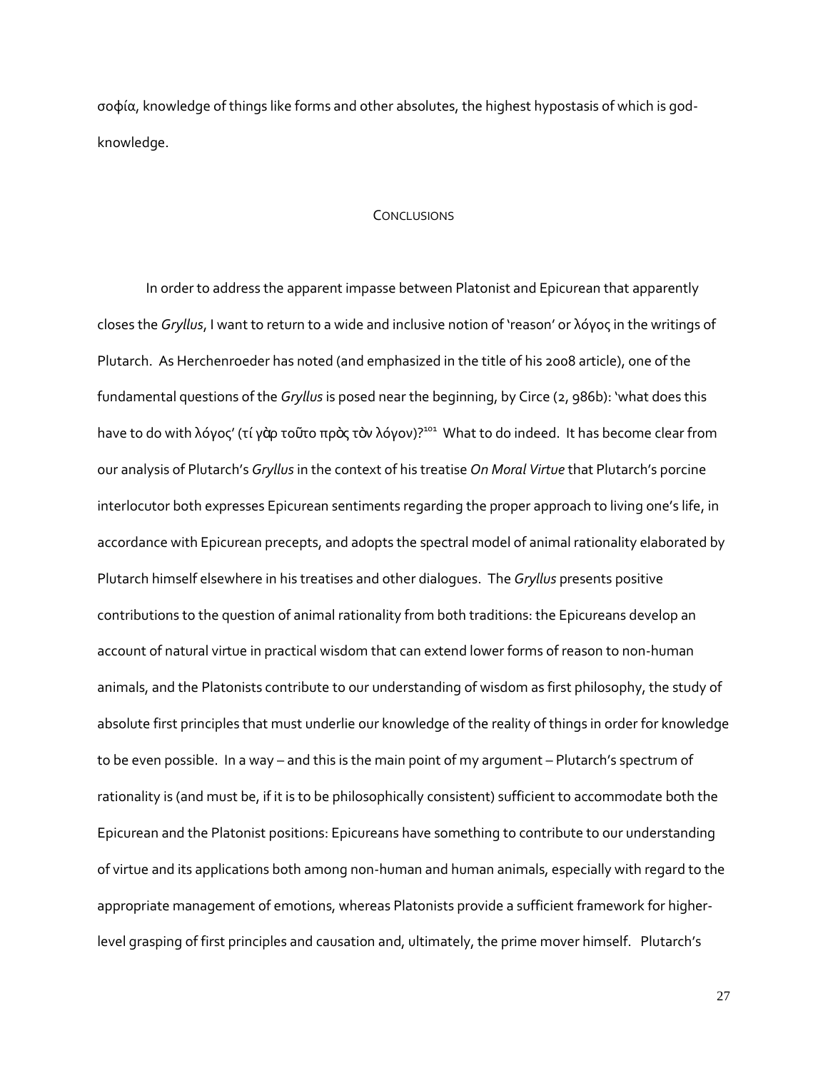σοφία, knowledge of things like forms and other absolutes, the highest hypostasis of which is god-knowledge.

## Conclusions

In order to address the apparent impasse between Platonist and Epicurean that apparently closes the *Gryllus*, I want to return to a wide and inclusive notion of 'reason' or λόγος in the writings of Plutarch. As Herchenroeder has noted (and emphasized in the title of his 2008 article), one of the fundamental questions of the *Gryllus* is posed near the beginning, by Circe (2, 986b): 'what does this have to do with λόγος' (τί γὰρ τοῦτο πρὸς τὸν λόγον)?[101] What to do indeed. It has become clear from our analysis of Plutarch's *Gryllus* in the context of his treatise *On Moral Virtue* that Plutarch's porcine interlocutor both expresses Epicurean sentiments regarding the proper approach to living one's life, in accordance with Epicurean precepts, and adopts the spectral model of animal rationality elaborated by Plutarch himself elsewhere in his treatises and other dialogues. The *Gryllus* presents positive contributions to the question of animal rationality from both traditions: the Epicureans develop an account of natural virtue in practical wisdom that can extend lower forms of reason to non-human animals, and the Platonists contribute to our understanding of wisdom as first philosophy, the study of absolute first principles that must underlie our knowledge of the reality of things in order for knowledge to be even possible. In a way – and this is the main point of my argument – Plutarch's spectrum of rationality is (and must be, if it is to be philosophically consistent) sufficient to accommodate both the Epicurean and the Platonist positions: Epicureans have something to contribute to our understanding of virtue and its applications both among non-human and human animals, especially with regard to the appropriate management of emotions, whereas Platonists provide a sufficient framework for higher-level grasping of first principles and causation and, ultimately, the prime mover himself. Plutarch's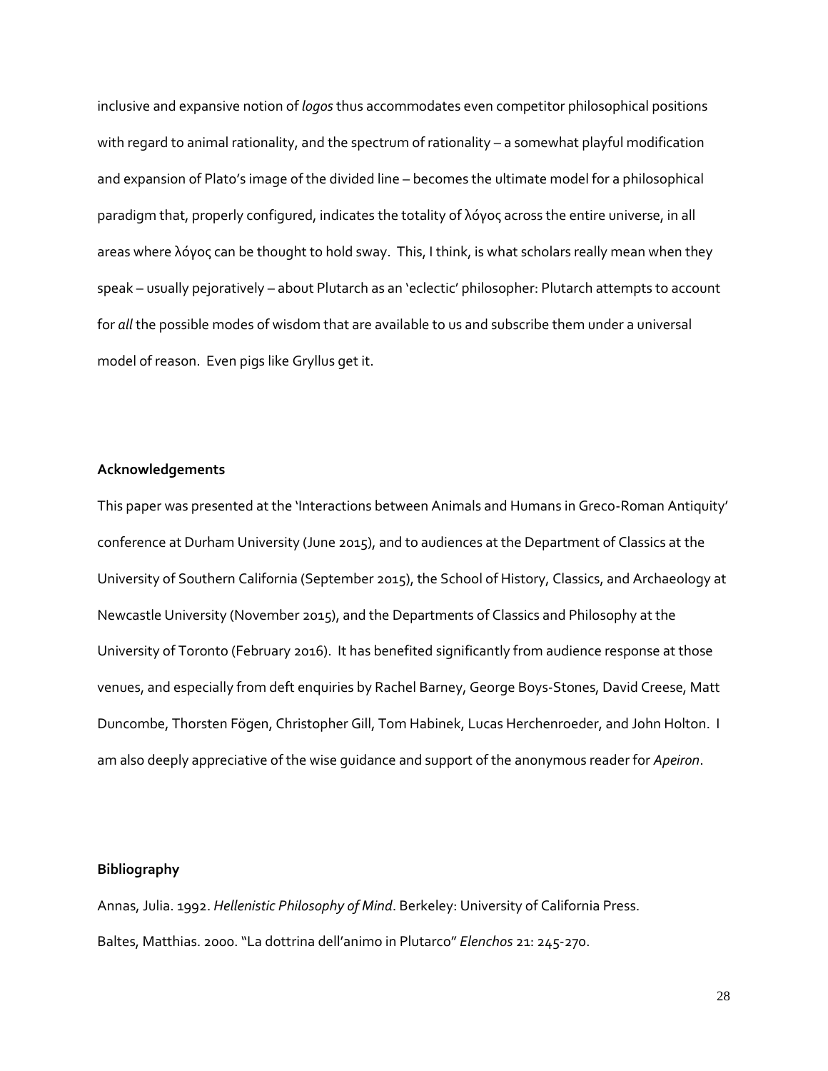inclusive and expansive notion of *logos* thus accommodates even competitor philosophical positions with regard to animal rationality, and the spectrum of rationality – a somewhat playful modification and expansion of Plato's image of the divided line – becomes the ultimate model for a philosophical paradigm that, properly configured, indicates the totality of λόγος across the entire universe, in all areas where λόγος can be thought to hold sway. This, I think, is what scholars really mean when they speak – usually pejoratively – about Plutarch as an 'eclectic' philosopher: Plutarch attempts to account for *all* the possible modes of wisdom that are available to us and subscribe them under a universal model of reason. Even pigs like Gryllus get it.

**Acknowledgements**

This paper was presented at the 'Interactions between Animals and Humans in Greco-Roman Antiquity' conference at Durham University (June 2015), and to audiences at the Department of Classics at the University of Southern California (September 2015), the School of History, Classics, and Archaeology at Newcastle University (November 2015), and the Departments of Classics and Philosophy at the University of Toronto (February 2016). It has benefited significantly from audience response at those venues, and especially from deft enquiries by Rachel Barney, George Boys-Stones, David Creese, Matt Duncombe, Thorsten Fögen, Christopher Gill, Tom Habinek, Lucas Herchenroeder, and John Holton. I am also deeply appreciative of the wise guidance and support of the anonymous reader for *Apeiron*.

**Bibliography**

Annas, Julia. 1992. *Hellenistic Philosophy of Mind*. Berkeley: University of California Press.

Baltes, Matthias. 2000. "La dottrina dell'animo in Plutarco" *Elenchos* 21: 245-270.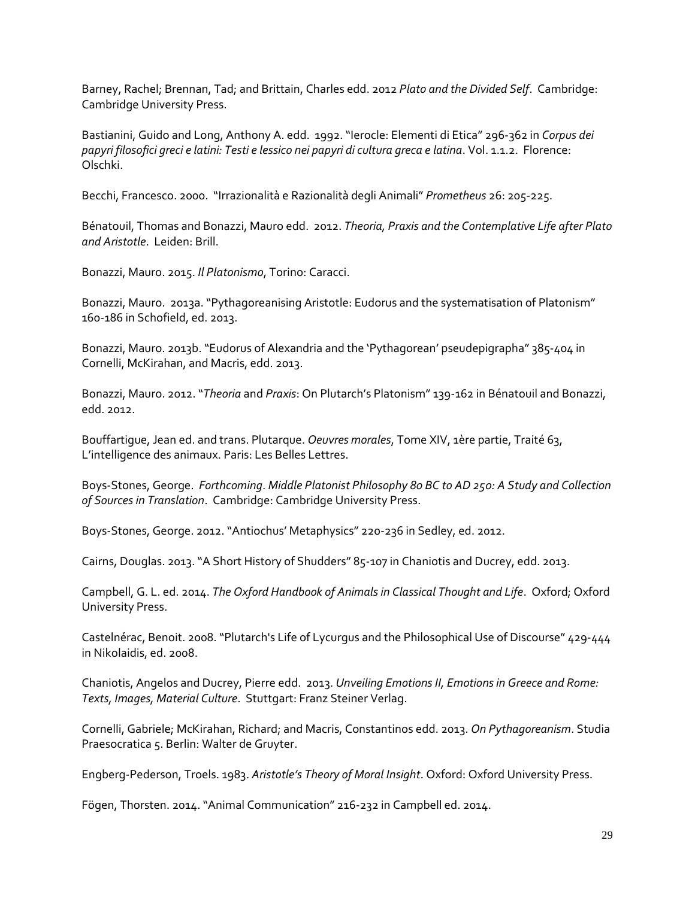Barney, Rachel; Brennan, Tad; and Brittain, Charles edd. 2012 *Plato and the Divided Self*. Cambridge: Cambridge University Press.

Bastianini, Guido and Long, Anthony A. edd. 1992. "Ierocle: Elementi di Etica" 296-362 in *Corpus dei papyri filosofici greci e latini: Testi e lessico nei papyri di cultura greca e latina*. Vol. 1.1.2. Florence: Olschki.

Becchi, Francesco. 2000. "Irrazionalità e Razionalità degli Animali" *Prometheus* 26: 205-225.

Bénatouil, Thomas and Bonazzi, Mauro edd. 2012. *Theoria, Praxis and the Contemplative Life after Plato and Aristotle*. Leiden: Brill.

Bonazzi, Mauro. 2015. *Il Platonismo*, Torino: Caracci.

Bonazzi, Mauro. 2013a. "Pythagoreanising Aristotle: Eudorus and the systematisation of Platonism" 160-186 in Schofield, ed. 2013.

Bonazzi, Mauro. 2013b. "Eudorus of Alexandria and the 'Pythagorean' pseudepigrapha" 385-404 in Cornelli, McKirahan, and Macris, edd. 2013.

Bonazzi, Mauro. 2012. "*Theoria* and *Praxis*: On Plutarch's Platonism" 139-162 in Bénatouil and Bonazzi, edd. 2012.

Bouffartigue, Jean ed. and trans. Plutarque. *Oeuvres morales*, Tome XIV, 1ère partie, Traité 63, L'intelligence des animaux. Paris: Les Belles Lettres.

Boys-Stones, George. *Forthcoming*. *Middle Platonist Philosophy 80 BC to AD 250: A Study and Collection of Sources in Translation*. Cambridge: Cambridge University Press.

Boys-Stones, George. 2012. "Antiochus' Metaphysics" 220-236 in Sedley, ed. 2012.

Cairns, Douglas. 2013. "A Short History of Shudders" 85-107 in Chaniotis and Ducrey, edd. 2013.

Campbell, G. L. ed. 2014. *The Oxford Handbook of Animals in Classical Thought and Life*. Oxford; Oxford University Press.

Castelnérac, Benoit. 2008. "Plutarch's Life of Lycurgus and the Philosophical Use of Discourse" 429-444 in Nikolaidis, ed. 2008.

Chaniotis, Angelos and Ducrey, Pierre edd. 2013. *Unveiling Emotions II, Emotions in Greece and Rome: Texts, Images, Material Culture*. Stuttgart: Franz Steiner Verlag.

Cornelli, Gabriele; McKirahan, Richard; and Macris, Constantinos edd. 2013. *On Pythagoreanism*. Studia Praesocratica 5. Berlin: Walter de Gruyter.

Engberg-Pederson, Troels. 1983. *Aristotle's Theory of Moral Insight*. Oxford: Oxford University Press.

Fögen, Thorsten. 2014. "Animal Communication" 216-232 in Campbell ed. 2014.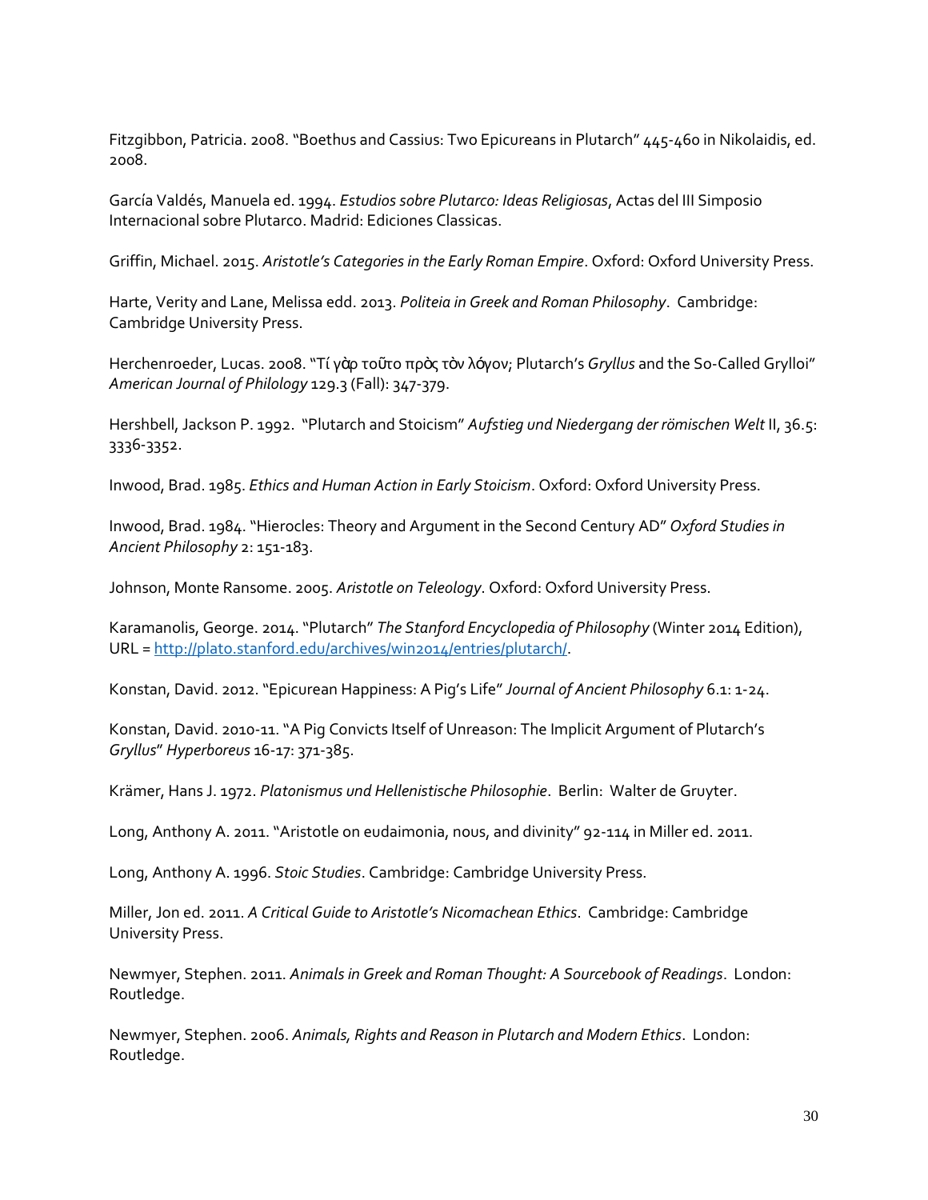Fitzgibbon, Patricia. 2008. "Boethus and Cassius: Two Epicureans in Plutarch" 445-460 in Nikolaidis, ed. 2008.

García Valdés, Manuela ed. 1994. *Estudios sobre Plutarco: Ideas Religiosas*, Actas del III Simposio Internacional sobre Plutarco. Madrid: Ediciones Classicas.

Griffin, Michael. 2015. *Aristotle's Categories in the Early Roman Empire*. Oxford: Oxford University Press.

Harte, Verity and Lane, Melissa edd. 2013. *Politeia in Greek and Roman Philosophy*. Cambridge: Cambridge University Press.

Herchenroeder, Lucas. 2008. "Τί γὰρ τοῦτο πρὸς τὸν λόγον; Plutarch's *Gryllus* and the So-Called Grylloi" *American Journal of Philology* 129.3 (Fall): 347-379.

Hershbell, Jackson P. 1992. "Plutarch and Stoicism" *Aufstieg und Niedergang der römischen Welt* II, 36.5: 3336-3352.

Inwood, Brad. 1985. *Ethics and Human Action in Early Stoicism*. Oxford: Oxford University Press.

Inwood, Brad. 1984. "Hierocles: Theory and Argument in the Second Century AD" *Oxford Studies in Ancient Philosophy* 2: 151-183.

Johnson, Monte Ransome. 2005. *Aristotle on Teleology*. Oxford: Oxford University Press.

Karamanolis, George. 2014. "Plutarch" *The Stanford Encyclopedia of Philosophy* (Winter 2014 Edition), URL = http://plato.stanford.edu/archives/win2014/entries/plutarch/.

Konstan, David. 2012. "Epicurean Happiness: A Pig's Life" *Journal of Ancient Philosophy* 6.1: 1-24.

Konstan, David. 2010-11. "A Pig Convicts Itself of Unreason: The Implicit Argument of Plutarch's *Gryllus*" *Hyperboreus* 16-17: 371-385.

Krämer, Hans J. 1972. *Platonismus und Hellenistische Philosophie*. Berlin: Walter de Gruyter.

Long, Anthony A. 2011. "Aristotle on eudaimonia, nous, and divinity" 92-114 in Miller ed. 2011.

Long, Anthony A. 1996. *Stoic Studies*. Cambridge: Cambridge University Press.

Miller, Jon ed. 2011. *A Critical Guide to Aristotle's Nicomachean Ethics*. Cambridge: Cambridge University Press.

Newmyer, Stephen. 2011. *Animals in Greek and Roman Thought: A Sourcebook of Readings*. London: Routledge.

Newmyer, Stephen. 2006. *Animals, Rights and Reason in Plutarch and Modern Ethics*. London: Routledge.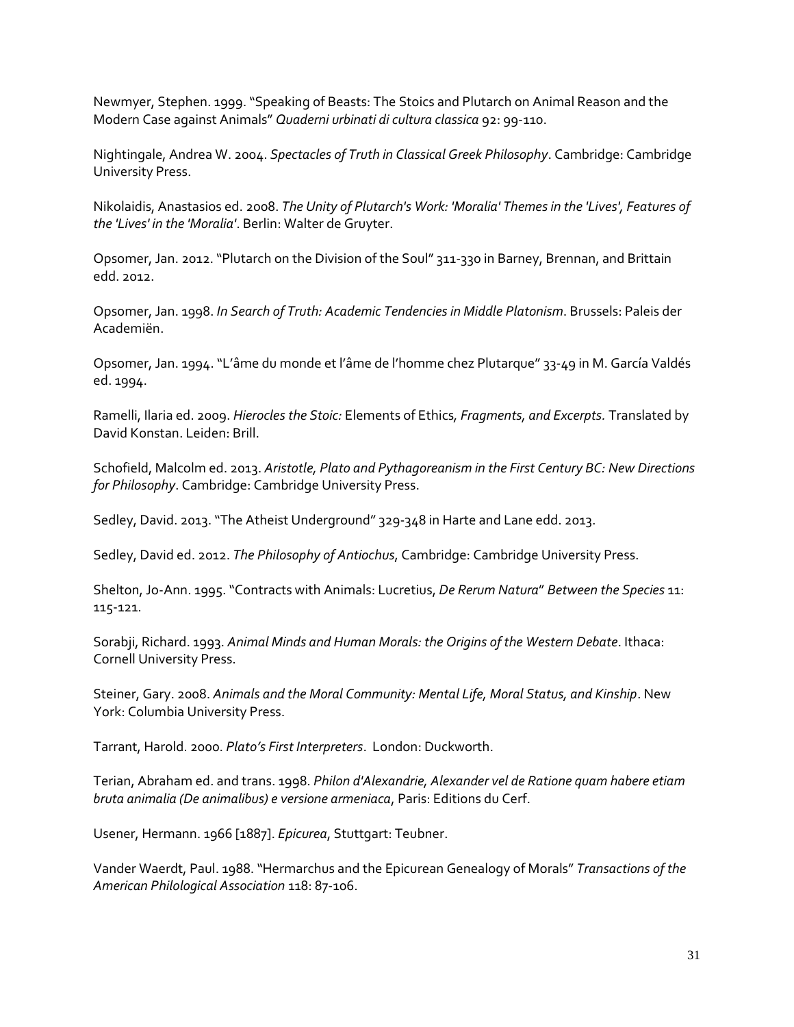Newmyer, Stephen. 1999. "Speaking of Beasts: The Stoics and Plutarch on Animal Reason and the Modern Case against Animals" *Quaderni urbinati di cultura classica* 92: 99-110.

Nightingale, Andrea W. 2004. *Spectacles of Truth in Classical Greek Philosophy*. Cambridge: Cambridge University Press.

Nikolaidis, Anastasios ed. 2008. *The Unity of Plutarch's Work: 'Moralia' Themes in the 'Lives', Features of the 'Lives' in the 'Moralia'*. Berlin: Walter de Gruyter.

Opsomer, Jan. 2012. "Plutarch on the Division of the Soul" 311-330 in Barney, Brennan, and Brittain edd. 2012.

Opsomer, Jan. 1998. *In Search of Truth: Academic Tendencies in Middle Platonism*. Brussels: Paleis der Academiën.

Opsomer, Jan. 1994. "L'âme du monde et l'âme de l'homme chez Plutarque" 33-49 in M. García Valdés ed. 1994.

Ramelli, Ilaria ed. 2009. *Hierocles the Stoic:* Elements of Ethics*, Fragments, and Excerpts.* Translated by David Konstan. Leiden: Brill.

Schofield, Malcolm ed. 2013. *Aristotle, Plato and Pythagoreanism in the First Century BC: New Directions for Philosophy*. Cambridge: Cambridge University Press.

Sedley, David. 2013. "The Atheist Underground" 329-348 in Harte and Lane edd. 2013.

Sedley, David ed. 2012. *The Philosophy of Antiochus*, Cambridge: Cambridge University Press.

Shelton, Jo-Ann. 1995. "Contracts with Animals: Lucretius, *De Rerum Natura*" *Between the Species* 11: 115-121.

Sorabji, Richard. 1993. *Animal Minds and Human Morals: the Origins of the Western Debate*. Ithaca: Cornell University Press.

Steiner, Gary. 2008. *Animals and the Moral Community: Mental Life, Moral Status, and Kinship*. New York: Columbia University Press.

Tarrant, Harold. 2000. *Plato's First Interpreters*. London: Duckworth.

Terian, Abraham ed. and trans. 1998. *Philon d'Alexandrie, Alexander vel de Ratione quam habere etiam bruta animalia (De animalibus) e versione armeniaca*, Paris: Editions du Cerf.

Usener, Hermann. 1966 [1887]. *Epicurea*, Stuttgart: Teubner.

Vander Waerdt, Paul. 1988. "Hermarchus and the Epicurean Genealogy of Morals" *Transactions of the American Philological Association* 118: 87-106.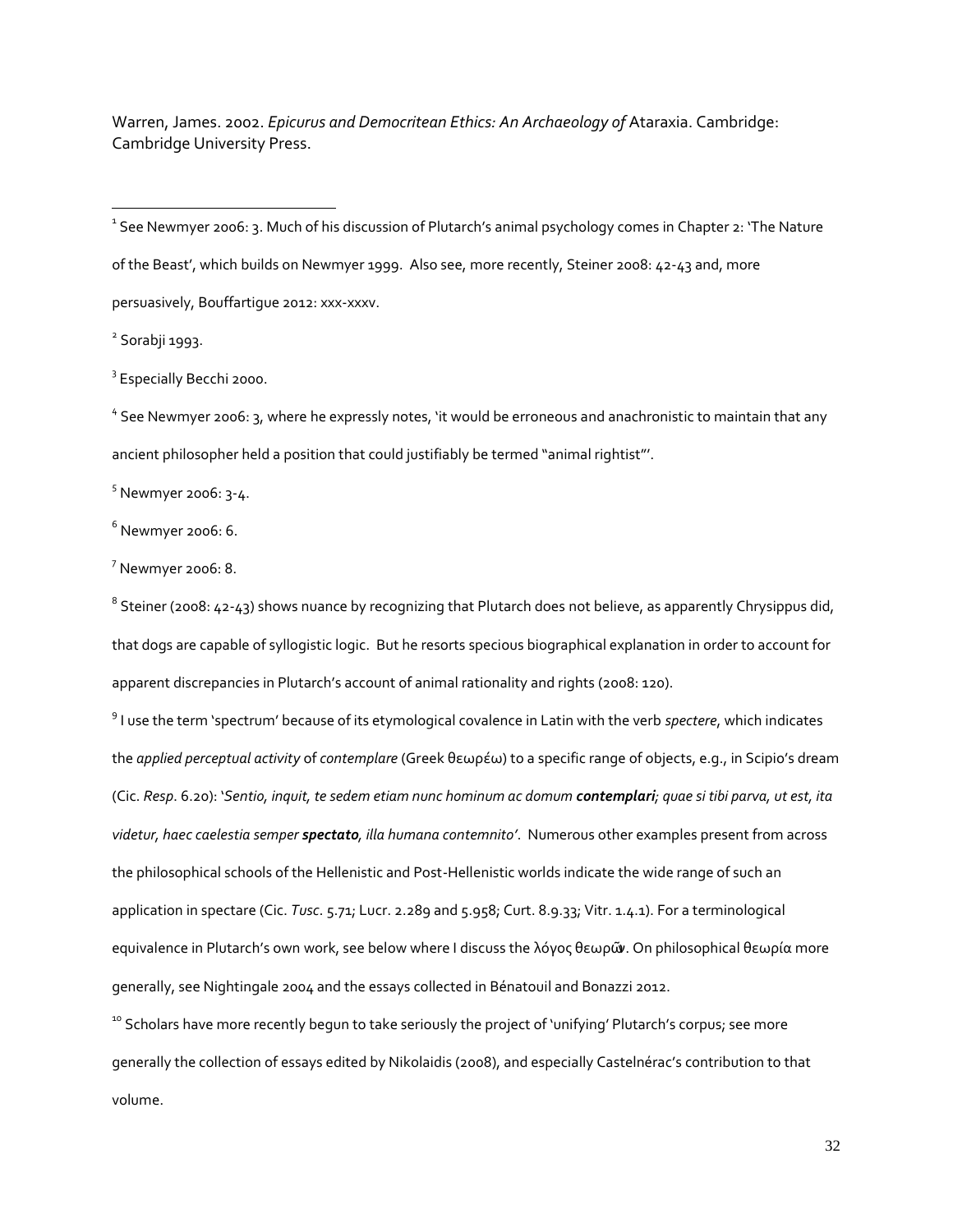Warren, James. 2002. *Epicurus and Democritean Ethics: An Archaeology of* Ataraxia. Cambridge: Cambridge University Press.

---

[1] See Newmyer 2006: 3. Much of his discussion of Plutarch's animal psychology comes in Chapter 2: 'The Nature of the Beast', which builds on Newmyer 1999. Also see, more recently, Steiner 2008: 42-43 and, more persuasively, Bouffartigue 2012: xxx-xxxv.

[2] Sorabji 1993.

[3] Especially Becchi 2000.

[4] See Newmyer 2006: 3, where he expressly notes, 'it would be erroneous and anachronistic to maintain that any ancient philosopher held a position that could justifiably be termed "animal rightist"'.

[5] Newmyer 2006: 3-4.

[6] Newmyer 2006: 6.

[7] Newmyer 2006: 8.

[8] Steiner (2008: 42-43) shows nuance by recognizing that Plutarch does not believe, as apparently Chrysippus did, that dogs are capable of syllogistic logic. But he resorts specious biographical explanation in order to account for apparent discrepancies in Plutarch's account of animal rationality and rights (2008: 120).

[9] I use the term 'spectrum' because of its etymological covalence in Latin with the verb *spectere*, which indicates the *applied perceptual activity* of *contemplare* (Greek θεωρέω) to a specific range of objects, e.g., in Scipio's dream (Cic. *Resp*. 6.20): '*Sentio, inquit, te sedem etiam nunc hominum ac domum **contemplari**; quae si tibi parva, ut est, ita videtur, haec caelestia semper **spectato**, illa humana contemnito'*. Numerous other examples present from across the philosophical schools of the Hellenistic and Post-Hellenistic worlds indicate the wide range of such an application in spectare (Cic. *Tusc*. 5.71; Lucr. 2.289 and 5.958; Curt. 8.9.33; Vitr. 1.4.1). For a terminological equivalence in Plutarch's own work, see below where I discuss the λόγος θεωρῶν. On philosophical θεωρία more generally, see Nightingale 2004 and the essays collected in Bénatouil and Bonazzi 2012.

[10] Scholars have more recently begun to take seriously the project of 'unifying' Plutarch's corpus; see more generally the collection of essays edited by Nikolaidis (2008), and especially Castelnérac's contribution to that volume.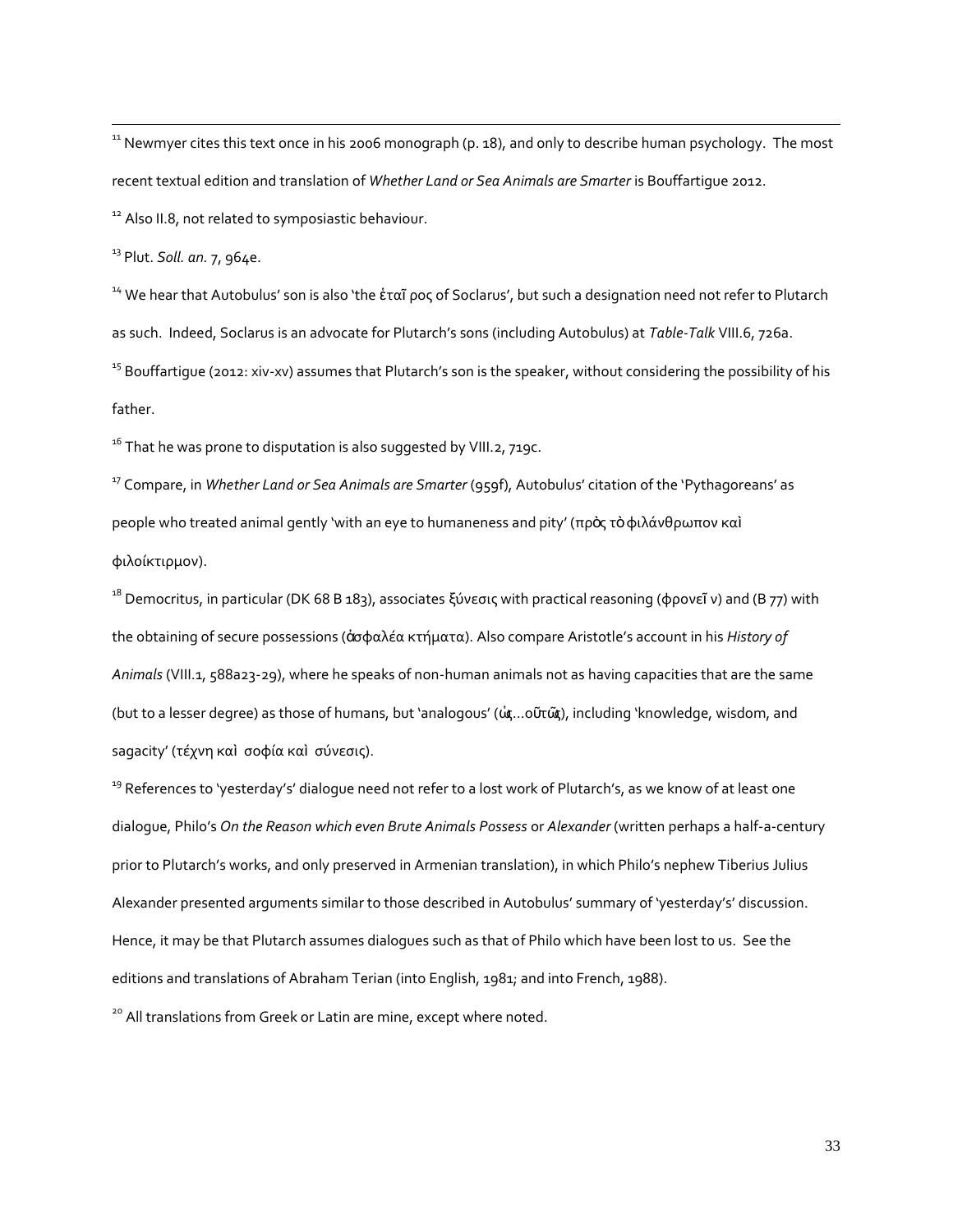[11] Newmyer cites this text once in his 2006 monograph (p. 18), and only to describe human psychology. The most recent textual edition and translation of *Whether Land or Sea Animals are Smarter* is Bouffartigue 2012.

[12] Also II.8, not related to symposiastic behaviour.

[13] Plut. *Soll. an.* 7, 964e.

[14] We hear that Autobulus' son is also 'the ἑταῖρος of Soclarus', but such a designation need not refer to Plutarch as such. Indeed, Soclarus is an advocate for Plutarch's sons (including Autobulus) at *Table-Talk* VIII.6, 726a.

[15] Bouffartigue (2012: xiv-xv) assumes that Plutarch's son is the speaker, without considering the possibility of his father.

[16] That he was prone to disputation is also suggested by VIII.2, 719c.

[17] Compare, in *Whether Land or Sea Animals are Smarter* (959f), Autobulus' citation of the 'Pythagoreans' as people who treated animal gently 'with an eye to humaneness and pity' (πρὸς τὸ φιλάνθρωπον καὶ φιλοίκτιρμον).

[18] Democritus, in particular (DK 68 B 183), associates ξύνεσις with practical reasoning (φρονεῖν) and (B 77) with the obtaining of secure possessions (ἀσφαλέα κτήματα). Also compare Aristotle's account in his *History of Animals* (VIII.1, 588a23-29), where he speaks of non-human animals not as having capacities that are the same (but to a lesser degree) as those of humans, but 'analogous' (ὡς…οὕτως), including 'knowledge, wisdom, and sagacity' (τέχνη καὶ σοφία καὶ σύνεσις).

[19] References to 'yesterday's' dialogue need not refer to a lost work of Plutarch's, as we know of at least one dialogue, Philo's *On the Reason which even Brute Animals Possess* or *Alexander* (written perhaps a half-a-century prior to Plutarch's works, and only preserved in Armenian translation), in which Philo's nephew Tiberius Julius Alexander presented arguments similar to those described in Autobulus' summary of 'yesterday's' discussion. Hence, it may be that Plutarch assumes dialogues such as that of Philo which have been lost to us. See the editions and translations of Abraham Terian (into English, 1981; and into French, 1988).

[20] All translations from Greek or Latin are mine, except where noted.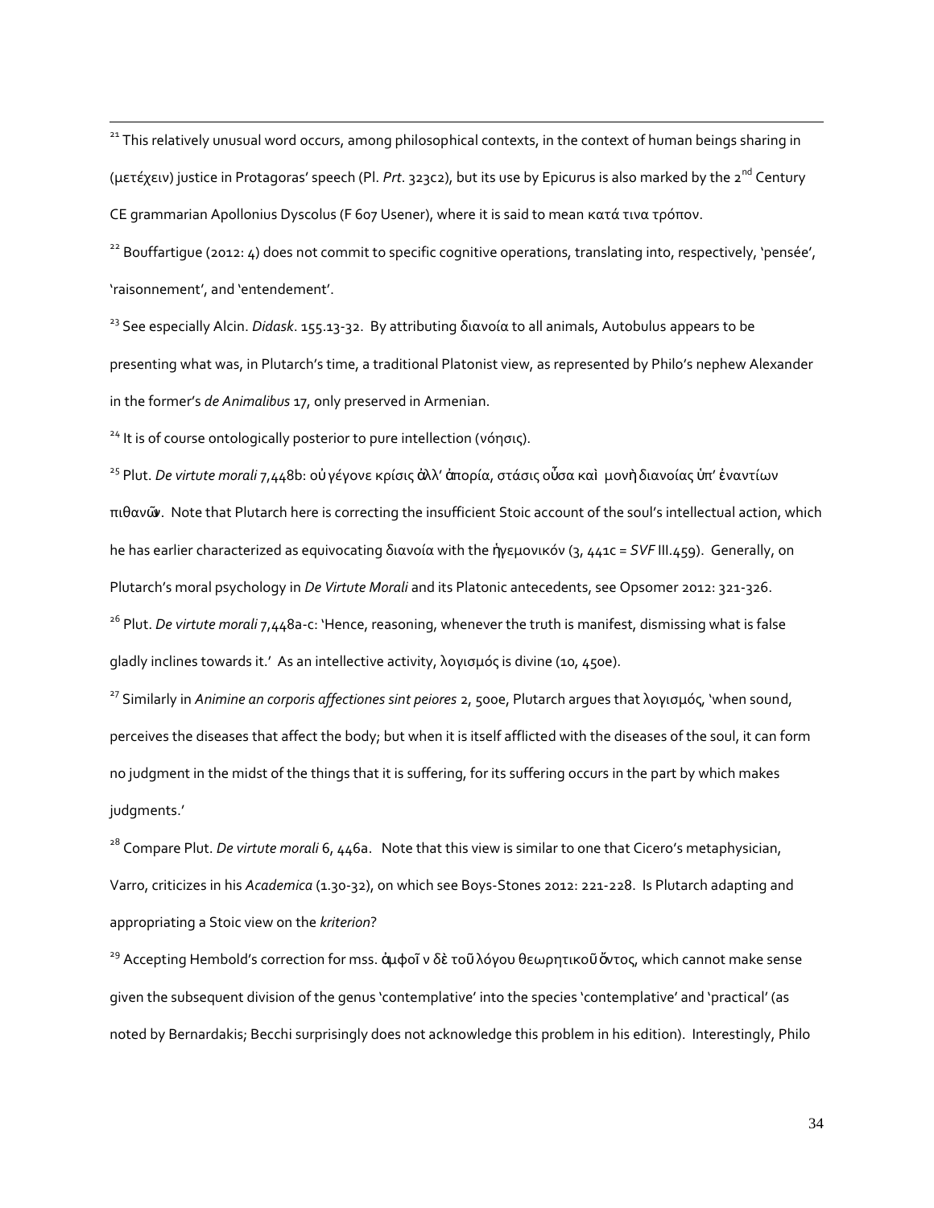[21] This relatively unusual word occurs, among philosophical contexts, in the context of human beings sharing in (μετέχειν) justice in Protagoras' speech (Pl. *Prt.* 323c2), but its use by Epicurus is also marked by the 2[nd] Century CE grammarian Apollonius Dyscolus (F 607 Usener), where it is said to mean κατά τινα τρόπον.

[22] Bouffartigue (2012: 4) does not commit to specific cognitive operations, translating into, respectively, 'pensée', 'raisonnement', and 'entendement'.

[23] See especially Alcin. *Didask.* 155.13-32. By attributing διανοία to all animals, Autobulus appears to be presenting what was, in Plutarch's time, a traditional Platonist view, as represented by Philo's nephew Alexander in the former's *de Animalibus* 17, only preserved in Armenian.

[24] It is of course ontologically posterior to pure intellection (νόησις).

[25] Plut. *De virtute morali* 7,448b: οὐ γέγονε κρίσις ἀλλ' ἀπορία, στάσις οὖσα καὶ μονὴ διανοίας ὑπ' ἐναντίων πιθανῶν. Note that Plutarch here is correcting the insufficient Stoic account of the soul's intellectual action, which he has earlier characterized as equivocating διανοία with the ἡγεμονικόν (3, 441c = *SVF* III.459). Generally, on Plutarch's moral psychology in *De Virtute Morali* and its Platonic antecedents, see Opsomer 2012: 321-326.

[26] Plut. *De virtute morali* 7,448a-c: 'Hence, reasoning, whenever the truth is manifest, dismissing what is false gladly inclines towards it.' As an intellective activity, λογισμός is divine (10, 450e).

[27] Similarly in *Animine an corporis affectiones sint peiores* 2, 500e, Plutarch argues that λογισμός, 'when sound, perceives the diseases that affect the body; but when it is itself afflicted with the diseases of the soul, it can form no judgment in the midst of the things that it is suffering, for its suffering occurs in the part by which makes judgments.'

[28] Compare Plut. *De virtute morali* 6, 446a. Note that this view is similar to one that Cicero's metaphysician, Varro, criticizes in his *Academica* (1.30-32), on which see Boys-Stones 2012: 221-228. Is Plutarch adapting and appropriating a Stoic view on the *kriterion*?

[29] Accepting Hembold's correction for mss. ἀμφοῖν δὲ τοῦ λόγου θεωρητικοῦ ὄντος, which cannot make sense given the subsequent division of the genus 'contemplative' into the species 'contemplative' and 'practical' (as noted by Bernardakis; Becchi surprisingly does not acknowledge this problem in his edition). Interestingly, Philo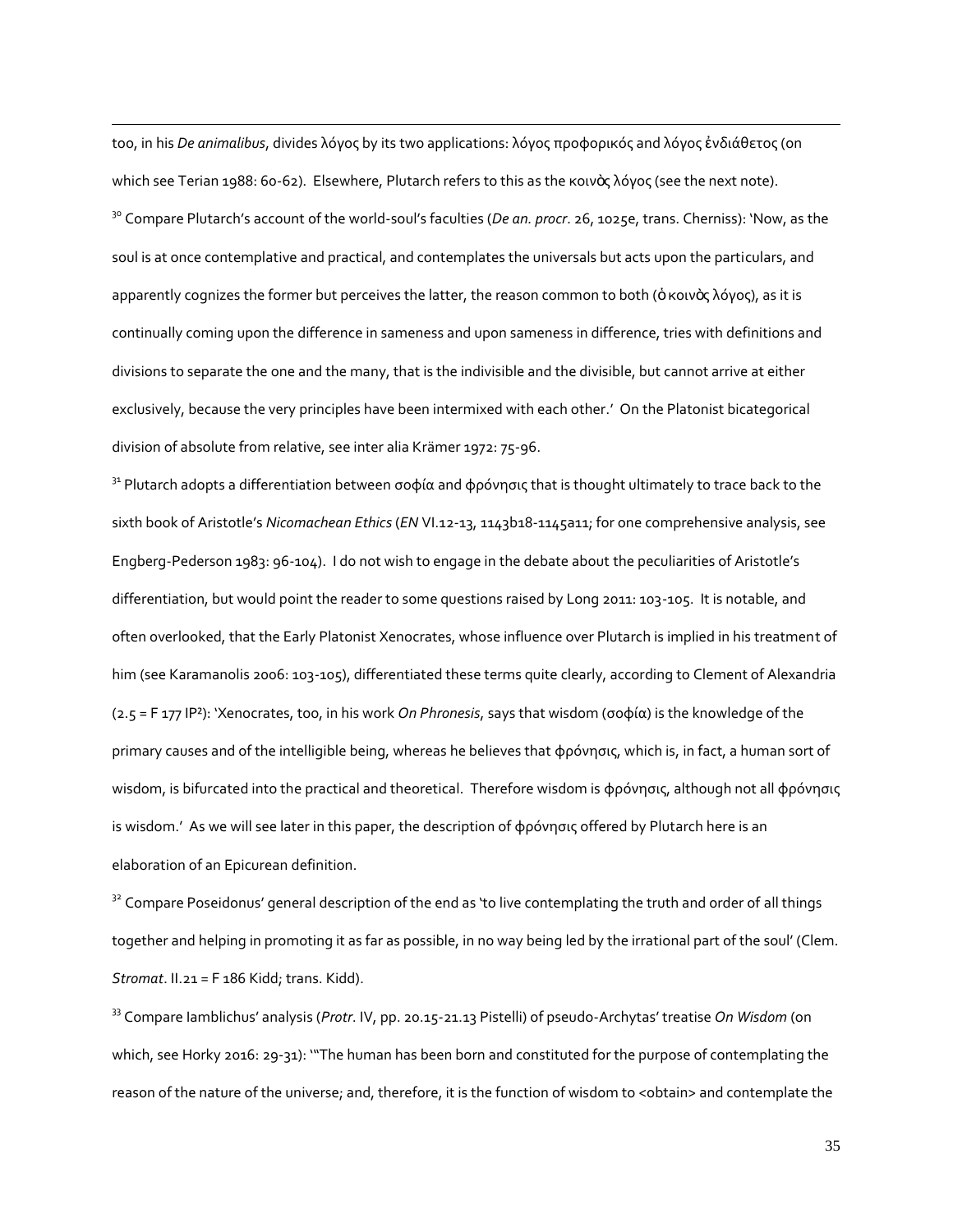too, in his *De animalibus*, divides λόγος by its two applications: λόγος προφορικός and λόγος ἐνδιάθετος (on which see Terian 1988: 60-62). Elsewhere, Plutarch refers to this as the κοινὸς λόγος (see the next note).

[30] Compare Plutarch's account of the world-soul's faculties (*De an. procr*. 26, 1025e, trans. Cherniss): 'Now, as the soul is at once contemplative and practical, and contemplates the universals but acts upon the particulars, and apparently cognizes the former but perceives the latter, the reason common to both (ὁ κοινὸς λόγος), as it is continually coming upon the difference in sameness and upon sameness in difference, tries with definitions and divisions to separate the one and the many, that is the indivisible and the divisible, but cannot arrive at either exclusively, because the very principles have been intermixed with each other.' On the Platonist bicategorical division of absolute from relative, see inter alia Krämer 1972: 75-96.

[31] Plutarch adopts a differentiation between σοφία and φρόνησις that is thought ultimately to trace back to the sixth book of Aristotle's *Nicomachean Ethics* (*EN* VI.12-13, 1143b18-1145a11; for one comprehensive analysis, see Engberg-Pederson 1983: 96-104). I do not wish to engage in the debate about the peculiarities of Aristotle's differentiation, but would point the reader to some questions raised by Long 2011: 103-105. It is notable, and often overlooked, that the Early Platonist Xenocrates, whose influence over Plutarch is implied in his treatment of him (see Karamanolis 2006: 103-105), differentiated these terms quite clearly, according to Clement of Alexandria (2.5 = F 177 IP²): 'Xenocrates, too, in his work *On Phronesis*, says that wisdom (σοφία) is the knowledge of the primary causes and of the intelligible being, whereas he believes that φρόνησις, which is, in fact, a human sort of wisdom, is bifurcated into the practical and theoretical. Therefore wisdom is φρόνησις, although not all φρόνησις is wisdom.' As we will see later in this paper, the description of φρόνησις offered by Plutarch here is an elaboration of an Epicurean definition.

[32] Compare Poseidonus' general description of the end as 'to live contemplating the truth and order of all things together and helping in promoting it as far as possible, in no way being led by the irrational part of the soul' (Clem. *Stromat*. II.21 = F 186 Kidd; trans. Kidd).

[33] Compare Iamblichus' analysis (*Protr*. IV, pp. 20.15-21.13 Pistelli) of pseudo-Archytas' treatise *On Wisdom* (on which, see Horky 2016: 29-31): '"The human has been born and constituted for the purpose of contemplating the reason of the nature of the universe; and, therefore, it is the function of wisdom to <obtain> and contemplate the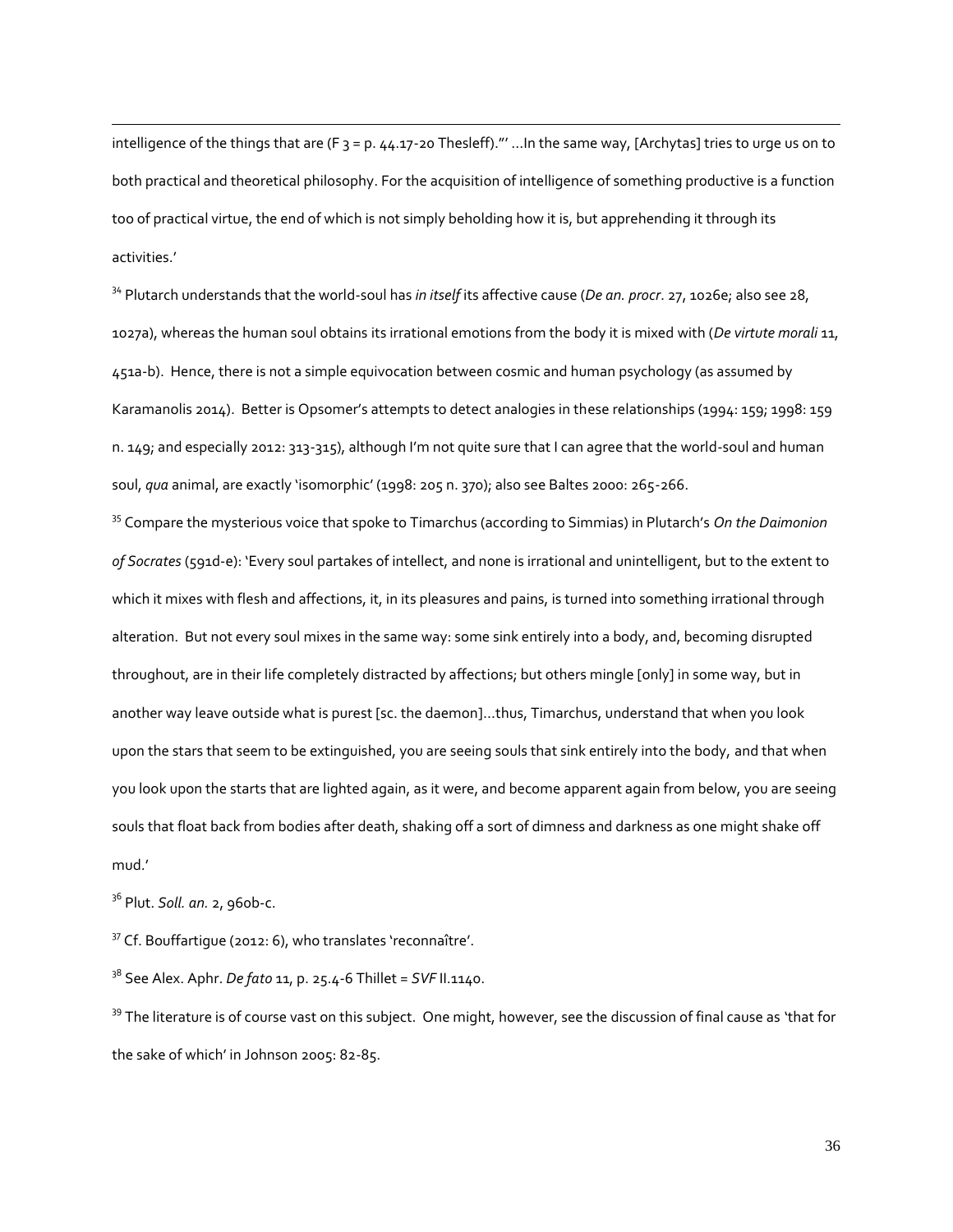intelligence of the things that are (F 3 = p. 44.17-20 Thesleff).'" ...In the same way, [Archytas] tries to urge us on to both practical and theoretical philosophy. For the acquisition of intelligence of something productive is a function too of practical virtue, the end of which is not simply beholding how it is, but apprehending it through its activities.'

[34] Plutarch understands that the world-soul has *in itself* its affective cause (*De an. procr*. 27, 1026e; also see 28, 1027a), whereas the human soul obtains its irrational emotions from the body it is mixed with (*De virtute morali* 11, 451a-b). Hence, there is not a simple equivocation between cosmic and human psychology (as assumed by Karamanolis 2014). Better is Opsomer's attempts to detect analogies in these relationships (1994: 159; 1998: 159 n. 149; and especially 2012: 313-315), although I'm not quite sure that I can agree that the world-soul and human soul, *qua* animal, are exactly 'isomorphic' (1998: 205 n. 370); also see Baltes 2000: 265-266.

[35] Compare the mysterious voice that spoke to Timarchus (according to Simmias) in Plutarch's *On the Daimonion of Socrates* (591d-e): 'Every soul partakes of intellect, and none is irrational and unintelligent, but to the extent to which it mixes with flesh and affections, it, in its pleasures and pains, is turned into something irrational through alteration. But not every soul mixes in the same way: some sink entirely into a body, and, becoming disrupted throughout, are in their life completely distracted by affections; but others mingle [only] in some way, but in another way leave outside what is purest [sc. the daemon]...thus, Timarchus, understand that when you look upon the stars that seem to be extinguished, you are seeing souls that sink entirely into the body, and that when you look upon the starts that are lighted again, as it were, and become apparent again from below, you are seeing souls that float back from bodies after death, shaking off a sort of dimness and darkness as one might shake off mud.'

[36] Plut. *Soll. an.* 2, 960b-c.

[37] Cf. Bouffartigue (2012: 6), who translates 'reconnaître'.

[38] See Alex. Aphr. *De fato* 11, p. 25.4-6 Thillet = *SVF* II.1140.

[39] The literature is of course vast on this subject. One might, however, see the discussion of final cause as 'that for the sake of which' in Johnson 2005: 82-85.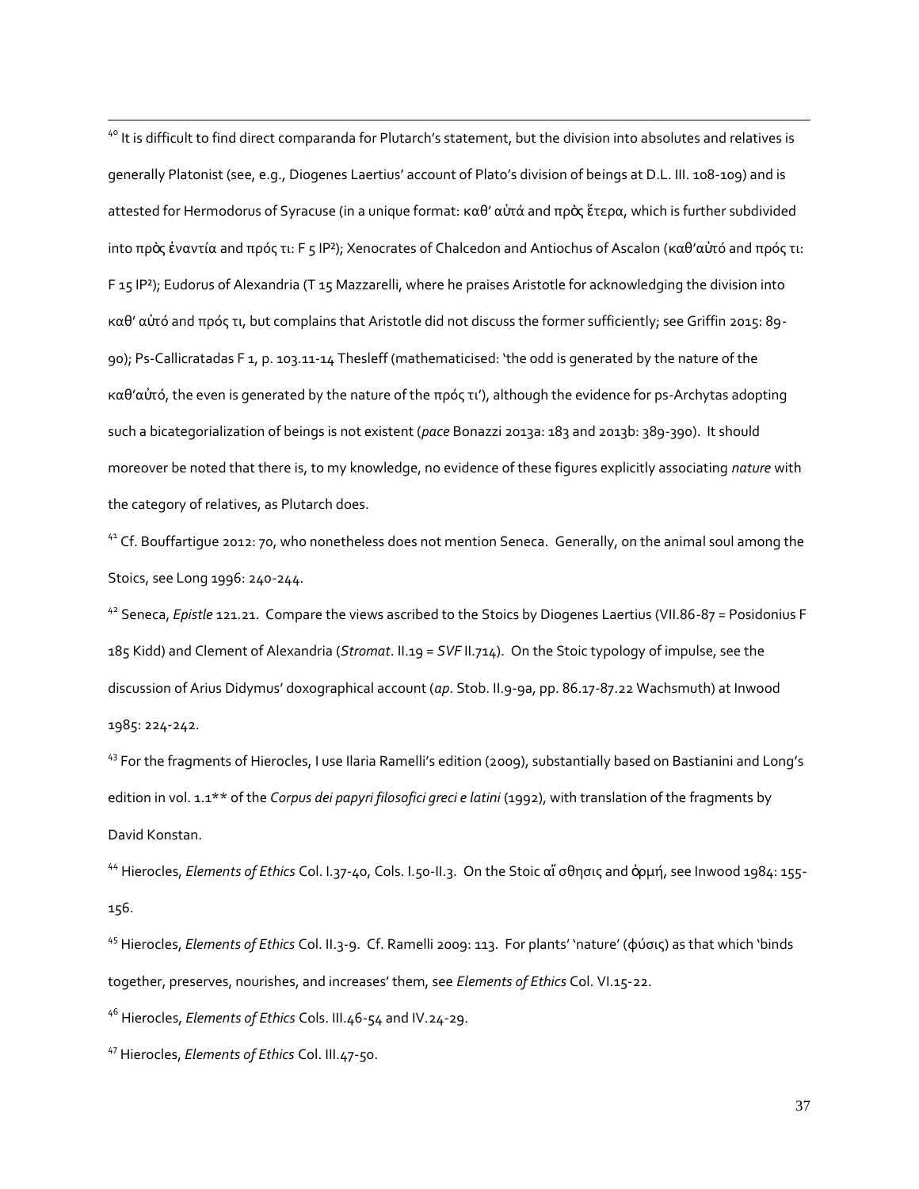[40] It is difficult to find direct comparanda for Plutarch's statement, but the division into absolutes and relatives is generally Platonist (see, e.g., Diogenes Laertius' account of Plato's division of beings at D.L. III. 108-109) and is attested for Hermodorus of Syracuse (in a unique format: καθ' αὑτά and πρὸς ἕτερα, which is further subdivided into πρὸς ἐναντία and πρός τι: F 5 IP²); Xenocrates of Chalcedon and Antiochus of Ascalon (καθ'αὑτό and πρός τι: F 15 IP²); Eudorus of Alexandria (T 15 Mazzarelli, where he praises Aristotle for acknowledging the division into καθ' αὑτό and πρός τι, but complains that Aristotle did not discuss the former sufficiently; see Griffin 2015: 89-90); Ps-Callicratadas F 1, p. 103.11-14 Thesleff (mathematicised: 'the odd is generated by the nature of the καθ'αὑτό, the even is generated by the nature of the πρός τι'), although the evidence for ps-Archytas adopting such a bicategorialization of beings is not existent (*pace* Bonazzi 2013a: 183 and 2013b: 389-390). It should moreover be noted that there is, to my knowledge, no evidence of these figures explicitly associating *nature* with the category of relatives, as Plutarch does.

[41] Cf. Bouffartigue 2012: 70, who nonetheless does not mention Seneca. Generally, on the animal soul among the Stoics, see Long 1996: 240-244.

[42] Seneca, *Epistle* 121.21. Compare the views ascribed to the Stoics by Diogenes Laertius (VII.86-87 = Posidonius F 185 Kidd) and Clement of Alexandria (*Stromat*. II.19 = *SVF* II.714). On the Stoic typology of impulse, see the discussion of Arius Didymus' doxographical account (*ap*. Stob. II.9-9a, pp. 86.17-87.22 Wachsmuth) at Inwood 1985: 224-242.

[43] For the fragments of Hierocles, I use Ilaria Ramelli's edition (2009), substantially based on Bastianini and Long's edition in vol. 1.1** of the *Corpus dei papyri filosofici greci e latini* (1992), with translation of the fragments by David Konstan.

[44] Hierocles, *Elements of Ethics* Col. I.37-40, Cols. I.50-II.3. On the Stoic αἴσθησις and ὁρμή, see Inwood 1984: 155-156.

[45] Hierocles, *Elements of Ethics* Col. II.3-9. Cf. Ramelli 2009: 113. For plants' 'nature' (φύσις) as that which 'binds together, preserves, nourishes, and increases' them, see *Elements of Ethics* Col. VI.15-22.

[46] Hierocles, *Elements of Ethics* Cols. III.46-54 and IV.24-29.

[47] Hierocles, *Elements of Ethics* Col. III.47-50.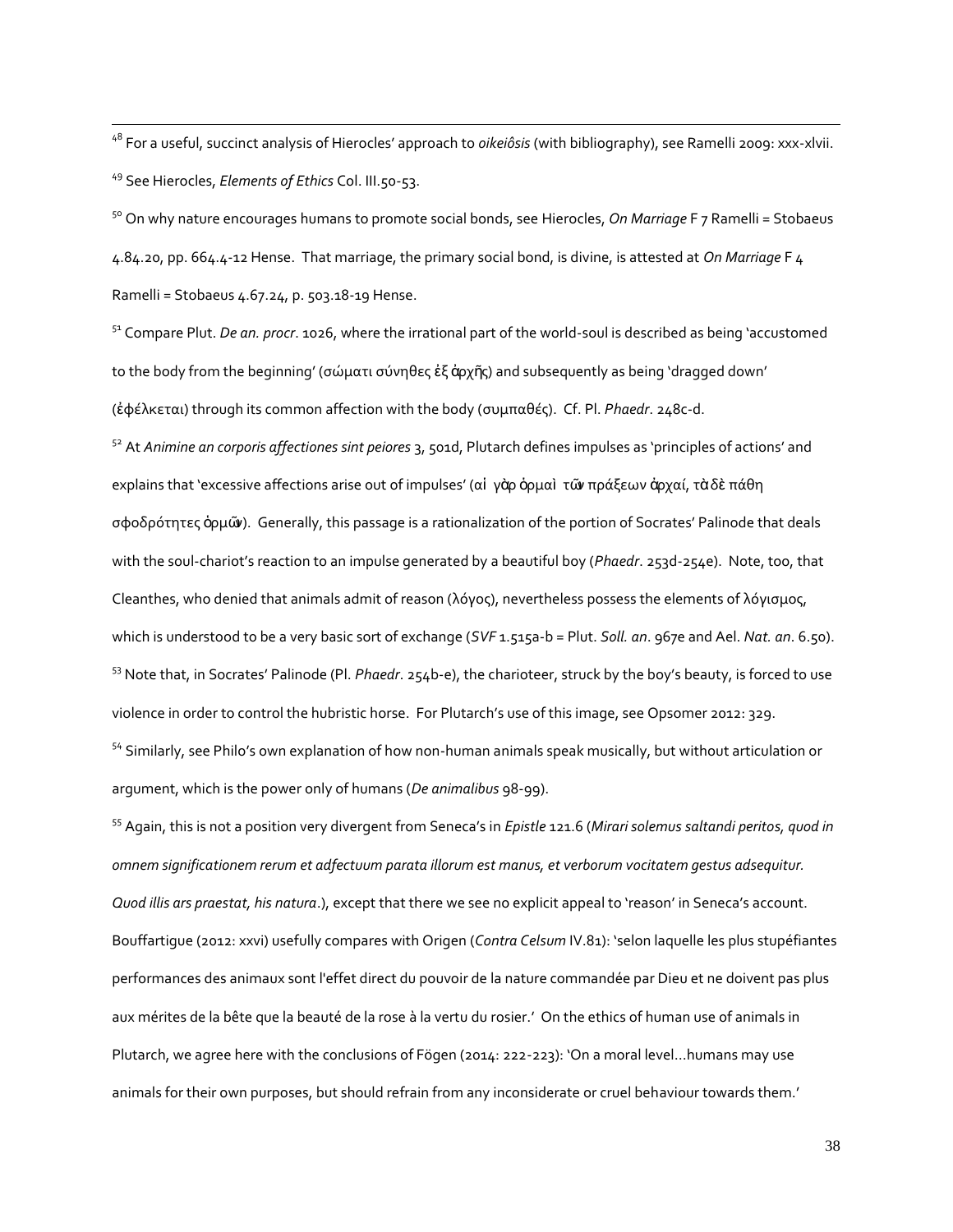[48] For a useful, succinct analysis of Hierocles' approach to *oikeiôsis* (with bibliography), see Ramelli 2009: xxx-xlvii.

[49] See Hierocles, *Elements of Ethics* Col. III.50-53.

[50] On why nature encourages humans to promote social bonds, see Hierocles, *On Marriage* F 7 Ramelli = Stobaeus 4.84.20, pp. 664.4-12 Hense. That marriage, the primary social bond, is divine, is attested at *On Marriage* F 4 Ramelli = Stobaeus 4.67.24, p. 503.18-19 Hense.

[51] Compare Plut. *De an. procr*. 1026, where the irrational part of the world-soul is described as being 'accustomed to the body from the beginning' (σώματι σύνηθες ἐξ ἀρχῆς) and subsequently as being 'dragged down' (ἐφέλκεται) through its common affection with the body (συμπαθές). Cf. Pl. *Phaedr*. 248c-d.

[52] At *Animine an corporis affectiones sint peiores* 3, 501d, Plutarch defines impulses as 'principles of actions' and explains that 'excessive affections arise out of impulses' (αἱ γὰρ ὁρμαὶ τῶν πράξεων ἀρχαί, τὰ δὲ πάθη σφοδρότητες ὁρμῶν). Generally, this passage is a rationalization of the portion of Socrates' Palinode that deals with the soul-chariot's reaction to an impulse generated by a beautiful boy (*Phaedr*. 253d-254e). Note, too, that Cleanthes, who denied that animals admit of reason (λόγος), nevertheless possess the elements of λόγισμος, which is understood to be a very basic sort of exchange (*SVF* 1.515a-b = Plut. *Soll. an*. 967e and Ael. *Nat. an*. 6.50).

[53] Note that, in Socrates' Palinode (Pl. *Phaedr*. 254b-e), the charioteer, struck by the boy's beauty, is forced to use violence in order to control the hubristic horse. For Plutarch's use of this image, see Opsomer 2012: 329.

[54] Similarly, see Philo's own explanation of how non-human animals speak musically, but without articulation or argument, which is the power only of humans (*De animalibus* 98-99).

[55] Again, this is not a position very divergent from Seneca's in *Epistle* 121.6 (*Mirari solemus saltandi peritos, quod in omnem significationem rerum et adfectuum parata illorum est manus, et verborum vocitatem gestus adsequitur. Quod illis ars praestat, his natura*.), except that there we see no explicit appeal to 'reason' in Seneca's account. Bouffartigue (2012: xxvi) usefully compares with Origen (*Contra Celsum* IV.81): 'selon laquelle les plus stupéfiantes performances des animaux sont l'effet direct du pouvoir de la nature commandée par Dieu et ne doivent pas plus aux mérites de la bête que la beauté de la rose à la vertu du rosier.' On the ethics of human use of animals in Plutarch, we agree here with the conclusions of Fögen (2014: 222-223): 'On a moral level…humans may use animals for their own purposes, but should refrain from any inconsiderate or cruel behaviour towards them.'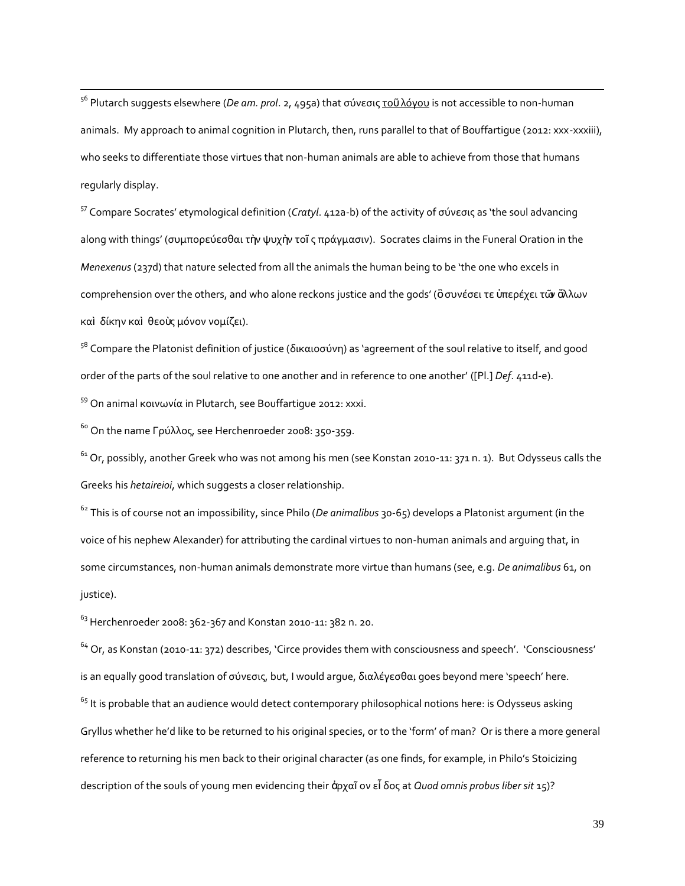[56] Plutarch suggests elsewhere (*De am. prol*. 2, 495a) that σύνεσις <u>τοῦ λόγου</u> is not accessible to non-human animals. My approach to animal cognition in Plutarch, then, runs parallel to that of Bouffartigue (2012: xxx-xxxiii), who seeks to differentiate those virtues that non-human animals are able to achieve from those that humans regularly display.

[57] Compare Socrates' etymological definition (*Cratyl*. 412a-b) of the activity of σύνεσις as 'the soul advancing along with things' (συμπορεύεσθαι τὴν ψυχὴν τοῖς πράγμασιν). Socrates claims in the Funeral Oration in the *Menexenus* (237d) that nature selected from all the animals the human being to be 'the one who excels in comprehension over the others, and who alone reckons justice and the gods' (ὃ συνέσει τε ὑπερέχει τῶν ἄλλων καὶ δίκην καὶ θεοὺς μόνον νομίζει).

[58] Compare the Platonist definition of justice (δικαιοσύνη) as 'agreement of the soul relative to itself, and good order of the parts of the soul relative to one another and in reference to one another' ([Pl.] *Def*. 411d-e).

[59] On animal κοινωνία in Plutarch, see Bouffartigue 2012: xxxi.

[60] On the name Γρύλλος, see Herchenroeder 2008: 350-359.

[61] Or, possibly, another Greek who was not among his men (see Konstan 2010-11: 371 n. 1). But Odysseus calls the Greeks his *hetaireioi*, which suggests a closer relationship.

[62] This is of course not an impossibility, since Philo (*De animalibus* 30-65) develops a Platonist argument (in the voice of his nephew Alexander) for attributing the cardinal virtues to non-human animals and arguing that, in some circumstances, non-human animals demonstrate more virtue than humans (see, e.g. *De animalibus* 61, on justice).

[63] Herchenroeder 2008: 362-367 and Konstan 2010-11: 382 n. 20.

[64] Or, as Konstan (2010-11: 372) describes, 'Circe provides them with consciousness and speech'. 'Consciousness' is an equally good translation of σύνεσις, but, I would argue, διαλέγεσθαι goes beyond mere 'speech' here.

[65] It is probable that an audience would detect contemporary philosophical notions here: is Odysseus asking Gryllus whether he'd like to be returned to his original species, or to the 'form' of man? Or is there a more general reference to returning his men back to their original character (as one finds, for example, in Philo's Stoicizing description of the souls of young men evidencing their ἀρχαῖον εἶδος at *Quod omnis probus liber sit* 15)?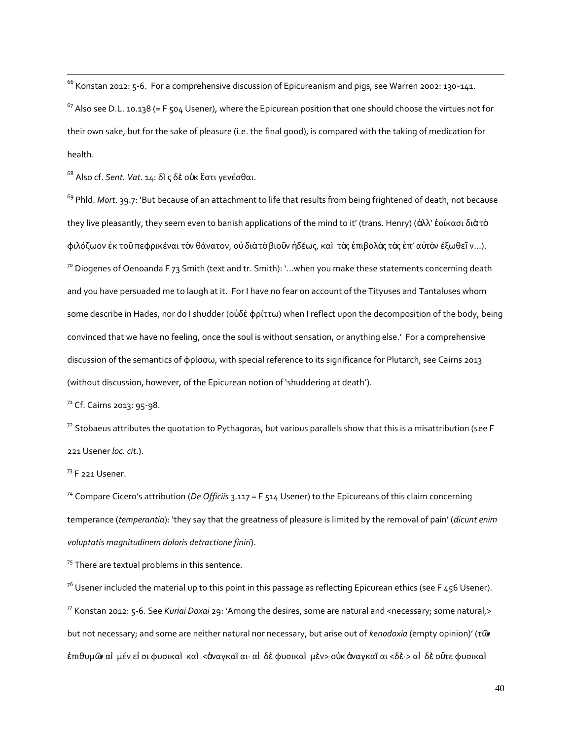[66] Konstan 2012: 5-6. For a comprehensive discussion of Epicureanism and pigs, see Warren 2002: 130-141.

[67] Also see D.L. 10.138 (= F 504 Usener), where the Epicurean position that one should choose the virtues not for their own sake, but for the sake of pleasure (i.e. the final good), is compared with the taking of medication for health.

[68] Also cf. *Sent. Vat*. 14: δὶ ς δὲ οὐκ ἔστι γενέσθαι.

[69] Phld. *Mort*. 39.7: 'But because of an attachment to life that results from being frightened of death, not because they live pleasantly, they seem even to banish applications of the mind to it' (trans. Henry) (ἀλλ' ἐοίκασι διὰ τὸ φιλόζωον ἐκ τοῦ πεφρικέναι τὸν θάνατον, οὐ διὰ τὸ βιοῦν ἡδέως, καὶ τὰς ἐπιβολὰς τὰς ἐπ' αὐτὸν ἐξωθεῖ ν…).

[70] Diogenes of Oenoanda F 73 Smith (text and tr. Smith): '…when you make these statements concerning death and you have persuaded me to laugh at it. For I have no fear on account of the Tityuses and Tantaluses whom some describe in Hades, nor do I shudder (οὐδὲ φρίττω) when I reflect upon the decomposition of the body, being convinced that we have no feeling, once the soul is without sensation, or anything else.' For a comprehensive discussion of the semantics of φρίσσω, with special reference to its significance for Plutarch, see Cairns 2013 (without discussion, however, of the Epicurean notion of 'shuddering at death').

[71] Cf. Cairns 2013: 95-98.

[72] Stobaeus attributes the quotation to Pythagoras, but various parallels show that this is a misattribution (see F 221 Usener *loc. cit*.).

[73] F 221 Usener.

[74] Compare Cicero's attribution (*De Officiis* 3.117 = F 514 Usener) to the Epicureans of this claim concerning temperance (*temperantia*): 'they say that the greatness of pleasure is limited by the removal of pain' (*dicunt enim voluptatis magnitudinem doloris detractione finiri*).

[75] There are textual problems in this sentence.

[76] Usener included the material up to this point in this passage as reflecting Epicurean ethics (see F 456 Usener).

[77] Konstan 2012: 5-6. See *Kuriai Doxai* 29: 'Among the desires, some are natural and <necessary; some natural,> but not necessary; and some are neither natural nor necessary, but arise out of *kenodoxia* (empty opinion)' (τῶν ἐπιθυμῶν αἱ μέν εἰ σι φυσικαὶ καὶ <ἀναγκαῖ αι· αἱ δὲ φυσικαὶ μὲν> οὐκ ἀναγκαῖ αι <δὲ·> αἱ δὲ οὔτε φυσικαὶ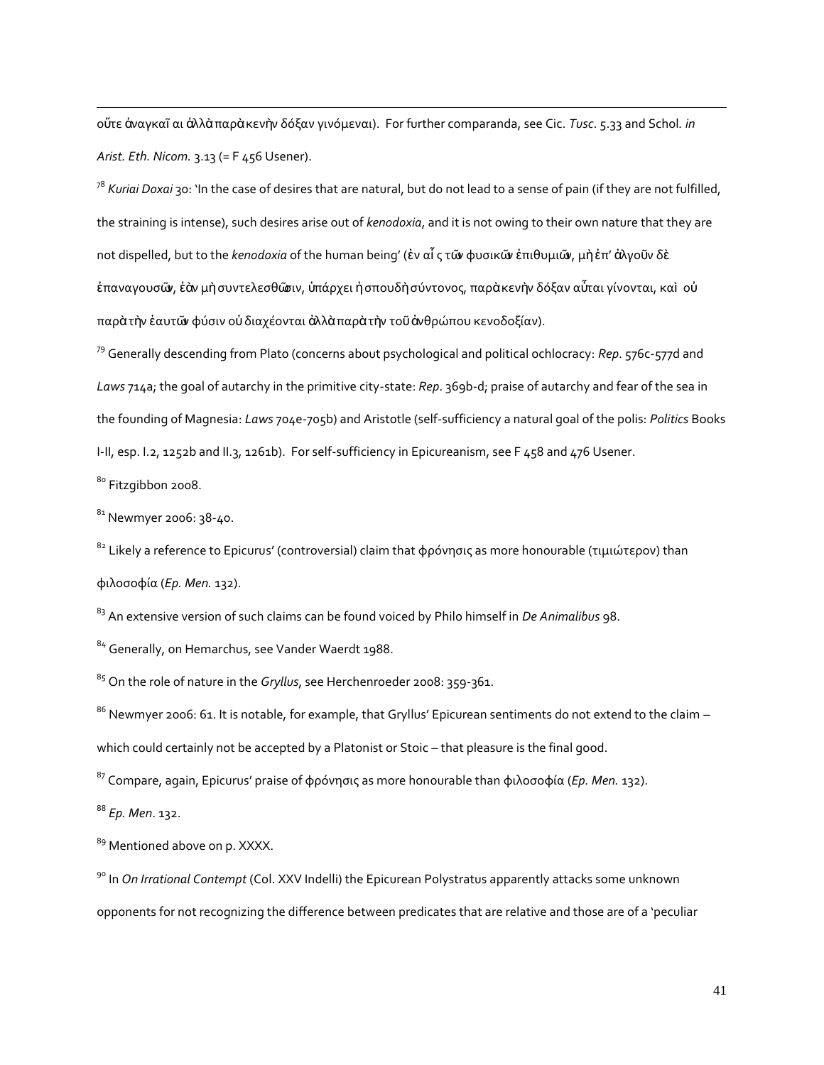οὔτε ἀναγκαῖ αι ἀλλὰ παρὰ κενὴν δόξαν γινόμεναι). For further comparanda, see Cic. *Tusc*. 5.33 and Schol*. in Arist. Eth. Nicom.* 3.13 (= F 456 Usener).

[78] *Kuriai Doxai* 30: 'In the case of desires that are natural, but do not lead to a sense of pain (if they are not fulfilled, the straining is intense), such desires arise out of *kenodoxia*, and it is not owing to their own nature that they are not dispelled, but to the *kenodoxia* of the human being' (ἐν αἷ ς τῶν φυσικῶν ἐπιθυμιῶν, μὴ ἐπ' ἀλγοῦν δὲ ἐπαναγουσῶν, ἐὰν μὴ συντελεσθῶσιν, ὑπάρχει ἡ σπουδὴ σύντονος, παρὰ κενὴν δόξαν αὗται γίνονται, καὶ οὐ παρὰ τὴν ἑαυτῶν φύσιν οὐ διαχέονται ἀλλὰ παρὰ τὴν τοῦ ἀνθρώπου κενοδοξίαν).

[79] Generally descending from Plato (concerns about psychological and political ochlocracy: *Rep*. 576c-577d and *Laws* 714a; the goal of autarchy in the primitive city-state: *Rep*. 369b-d; praise of autarchy and fear of the sea in the founding of Magnesia: *Laws* 704e-705b) and Aristotle (self-sufficiency a natural goal of the polis: *Politics* Books I-II, esp. I.2, 1252b and II.3, 1261b). For self-sufficiency in Epicureanism, see F 458 and 476 Usener.

[80] Fitzgibbon 2008.

[81] Newmyer 2006: 38-40.

[82] Likely a reference to Epicurus' (controversial) claim that φρόνησις as more honourable (τιμιώτερον) than φιλοσοφία (*Ep. Men.* 132).

[83] An extensive version of such claims can be found voiced by Philo himself in *De Animalibus* 98.

[84] Generally, on Hemarchus, see Vander Waerdt 1988.

[85] On the role of nature in the *Gryllus*, see Herchenroeder 2008: 359-361.

[86] Newmyer 2006: 61. It is notable, for example, that Gryllus' Epicurean sentiments do not extend to the claim – which could certainly not be accepted by a Platonist or Stoic – that pleasure is the final good.

[87] Compare, again, Epicurus' praise of φρόνησις as more honourable than φιλοσοφία (*Ep. Men.* 132).

[88] *Ep. Men*. 132.

[89] Mentioned above on p. XXXX.

[90] In *On Irrational Contempt* (Col. XXV Indelli) the Epicurean Polystratus apparently attacks some unknown opponents for not recognizing the difference between predicates that are relative and those are of a 'peculiar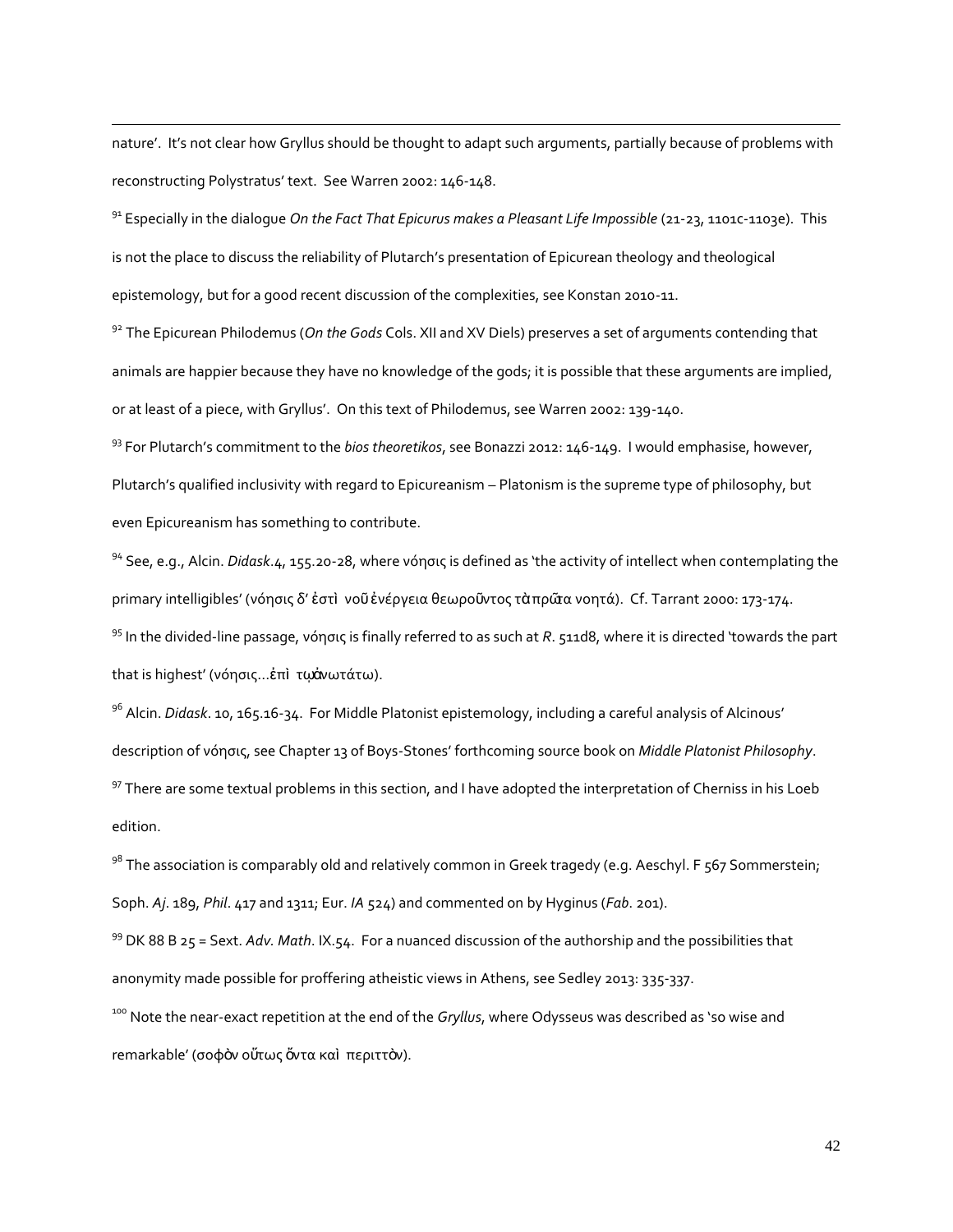nature'. It's not clear how Gryllus should be thought to adapt such arguments, partially because of problems with reconstructing Polystratus' text. See Warren 2002: 146-148.

[91] Especially in the dialogue *On the Fact That Epicurus makes a Pleasant Life Impossible* (21-23, 1101c-1103e). This is not the place to discuss the reliability of Plutarch's presentation of Epicurean theology and theological epistemology, but for a good recent discussion of the complexities, see Konstan 2010-11.

[92] The Epicurean Philodemus (*On the Gods* Cols. XII and XV Diels) preserves a set of arguments contending that animals are happier because they have no knowledge of the gods; it is possible that these arguments are implied, or at least of a piece, with Gryllus'. On this text of Philodemus, see Warren 2002: 139-140.

[93] For Plutarch's commitment to the *bios theoretikos*, see Bonazzi 2012: 146-149. I would emphasise, however, Plutarch's qualified inclusivity with regard to Epicureanism – Platonism is the supreme type of philosophy, but even Epicureanism has something to contribute.

[94] See, e.g., Alcin. *Didask*.4, 155.20-28, where νόησις is defined as 'the activity of intellect when contemplating the primary intelligibles' (νόησις δ' ἐστὶ νοῦ ἐνέργεια θεωροῦντος τὰ πρῶτα νοητά). Cf. Tarrant 2000: 173-174.

[95] In the divided-line passage, νόησις is finally referred to as such at *R*. 511d8, where it is directed 'towards the part that is highest' (νόησις…ἐπὶ τῷ ἀνωτάτω).

[96] Alcin. *Didask*. 10, 165.16-34. For Middle Platonist epistemology, including a careful analysis of Alcinous' description of νόησις, see Chapter 13 of Boys-Stones' forthcoming source book on *Middle Platonist Philosophy*.

[97] There are some textual problems in this section, and I have adopted the interpretation of Cherniss in his Loeb edition.

[98] The association is comparably old and relatively common in Greek tragedy (e.g. Aeschyl. F 567 Sommerstein; Soph. *Aj*. 189, *Phil*. 417 and 1311; Eur. *IA* 524) and commented on by Hyginus (*Fab*. 201).

[99] DK 88 B 25 = Sext. *Adv. Math*. IX.54. For a nuanced discussion of the authorship and the possibilities that anonymity made possible for proffering atheistic views in Athens, see Sedley 2013: 335-337.

[100] Note the near-exact repetition at the end of the *Gryllus*, where Odysseus was described as 'so wise and remarkable' (σοφὸν οὕτως ὄντα καὶ περιττὸν).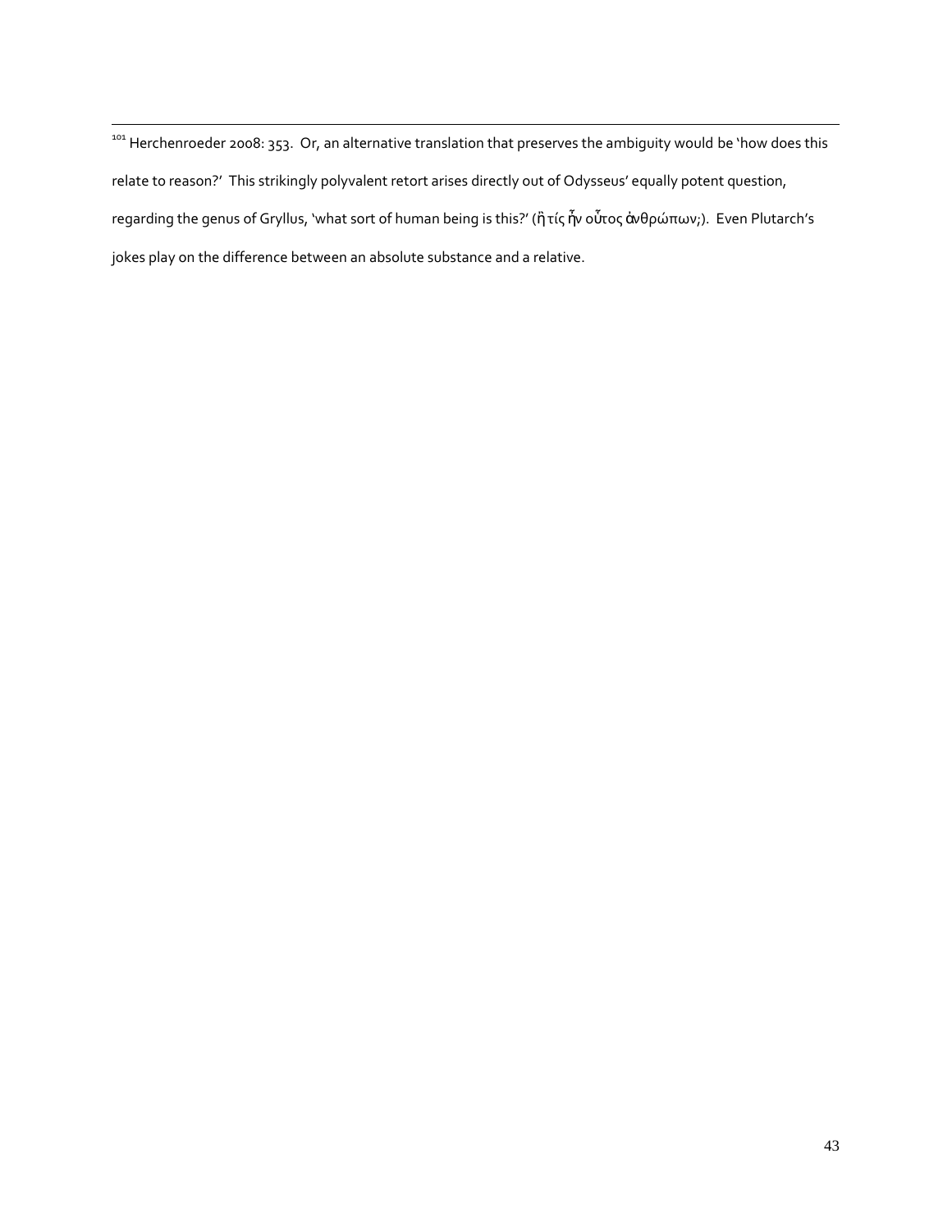[101] Herchenroeder 2008: 353. Or, an alternative translation that preserves the ambiguity would be 'how does this relate to reason?' This strikingly polyvalent retort arises directly out of Odysseus' equally potent question, regarding the genus of Gryllus, 'what sort of human being is this?' (ἢ τίς ἦν οὗτος ἀνθρώπων;). Even Plutarch's jokes play on the difference between an absolute substance and a relative.